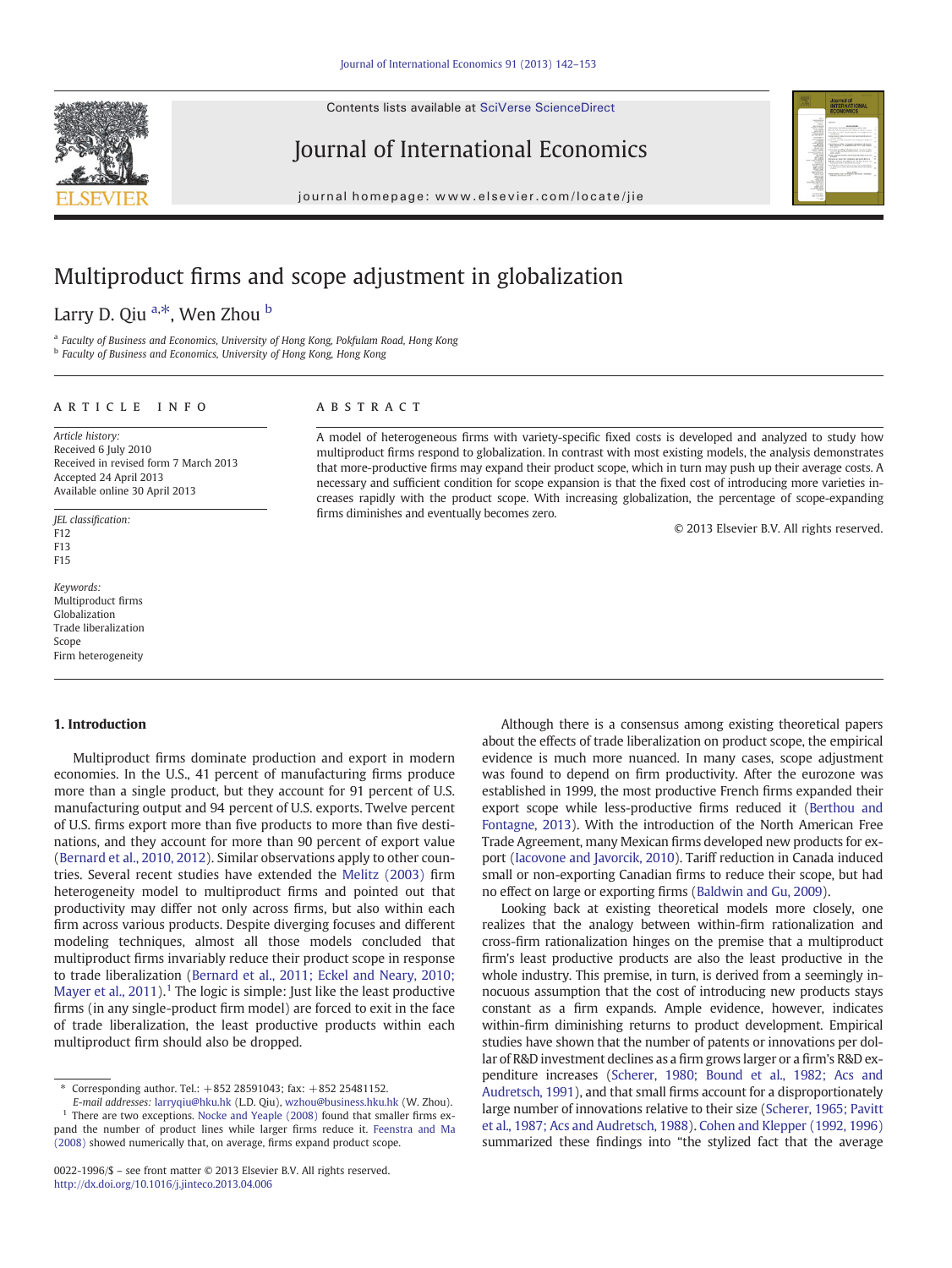# Multiproduct firms and scope adjustment in globalization

Larry D. Qiu [a,*], Wen Zhou [b]

[a] Faculty of Business and Economics, University of Hong Kong, Pokfulam Road, Hong Kong
[b] Faculty of Business and Economics, University of Hong Kong, Hong Kong

## ARTICLE INFO

*Article history:*
Received 6 July 2010
Received in revised form 7 March 2013
Accepted 24 April 2013
Available online 30 April 2013

*JEL classification:*
F12
F13
F15

*Keywords:*
Multiproduct firms
Globalization
Trade liberalization
Scope
Firm heterogeneity

## ABSTRACT

A model of heterogeneous firms with variety-specific fixed costs is developed and analyzed to study how multiproduct firms respond to globalization. In contrast with most existing models, the analysis demonstrates that more-productive firms may expand their product scope, which in turn may push up their average costs. A necessary and sufficient condition for scope expansion is that the fixed cost of introducing more varieties increases rapidly with the product scope. With increasing globalization, the percentage of scope-expanding firms diminishes and eventually becomes zero.

© 2013 Elsevier B.V. All rights reserved.

## 1. Introduction

Multiproduct firms dominate production and export in modern economies. In the U.S., 41 percent of manufacturing firms produce more than a single product, but they account for 91 percent of U.S. manufacturing output and 94 percent of U.S. exports. Twelve percent of U.S. firms export more than five products to more than five destinations, and they account for more than 90 percent of export value (Bernard et al., 2010, 2012). Similar observations apply to other countries. Several recent studies have extended the Melitz (2003) firm heterogeneity model to multiproduct firms and pointed out that productivity may differ not only across firms, but also within each firm across various products. Despite diverging focuses and different modeling techniques, almost all those models concluded that multiproduct firms invariably reduce their product scope in response to trade liberalization (Bernard et al., 2011; Eckel and Neary, 2010; Mayer et al., 2011).[1] The logic is simple: Just like the least productive firms (in any single-product firm model) are forced to exit in the face of trade liberalization, the least productive products within each multiproduct firm should also be dropped.

Although there is a consensus among existing theoretical papers about the effects of trade liberalization on product scope, the empirical evidence is much more nuanced. In many cases, scope adjustment was found to depend on firm productivity. After the eurozone was established in 1999, the most productive French firms expanded their export scope while less-productive firms reduced it (Berthou and Fontagne, 2013). With the introduction of the North American Free Trade Agreement, many Mexican firms developed new products for export (Iacovone and Javorcik, 2010). Tariff reduction in Canada induced small or non-exporting Canadian firms to reduce their scope, but had no effect on large or exporting firms (Baldwin and Gu, 2009).

Looking back at existing theoretical models more closely, one realizes that the analogy between within-firm rationalization and cross-firm rationalization hinges on the premise that a multiproduct firm's least productive products are also the least productive in the whole industry. This premise, in turn, is derived from a seemingly innocuous assumption that the cost of introducing new products stays constant as a firm expands. Ample evidence, however, indicates within-firm diminishing returns to product development. Empirical studies have shown that the number of patents or innovations per dollar of R&D investment declines as a firm grows larger or a firm's R&D expenditure increases (Scherer, 1980; Bound et al., 1982; Acs and Audretsch, 1991), and that small firms account for a disproportionately large number of innovations relative to their size (Scherer, 1965; Pavitt et al., 1987; Acs and Audretsch, 1988). Cohen and Klepper (1992, 1996) summarized these findings into "the stylized fact that the average

* Corresponding author. Tel.: +852 28591043; fax: +852 25481152.
E-mail addresses: larryqiu@hku.hk (L.D. Qiu), wzhou@business.hku.hk (W. Zhou).

[1] There are two exceptions. Nocke and Yeaple (2008) found that smaller firms expand the number of product lines while larger firms reduce it. Feenstra and Ma (2008) showed numerically that, on average, firms expand product scope.

0022-1996/$ – see front matter © 2013 Elsevier B.V. All rights reserved.
http://dx.doi.org/10.1016/j.jinteco.2013.04.006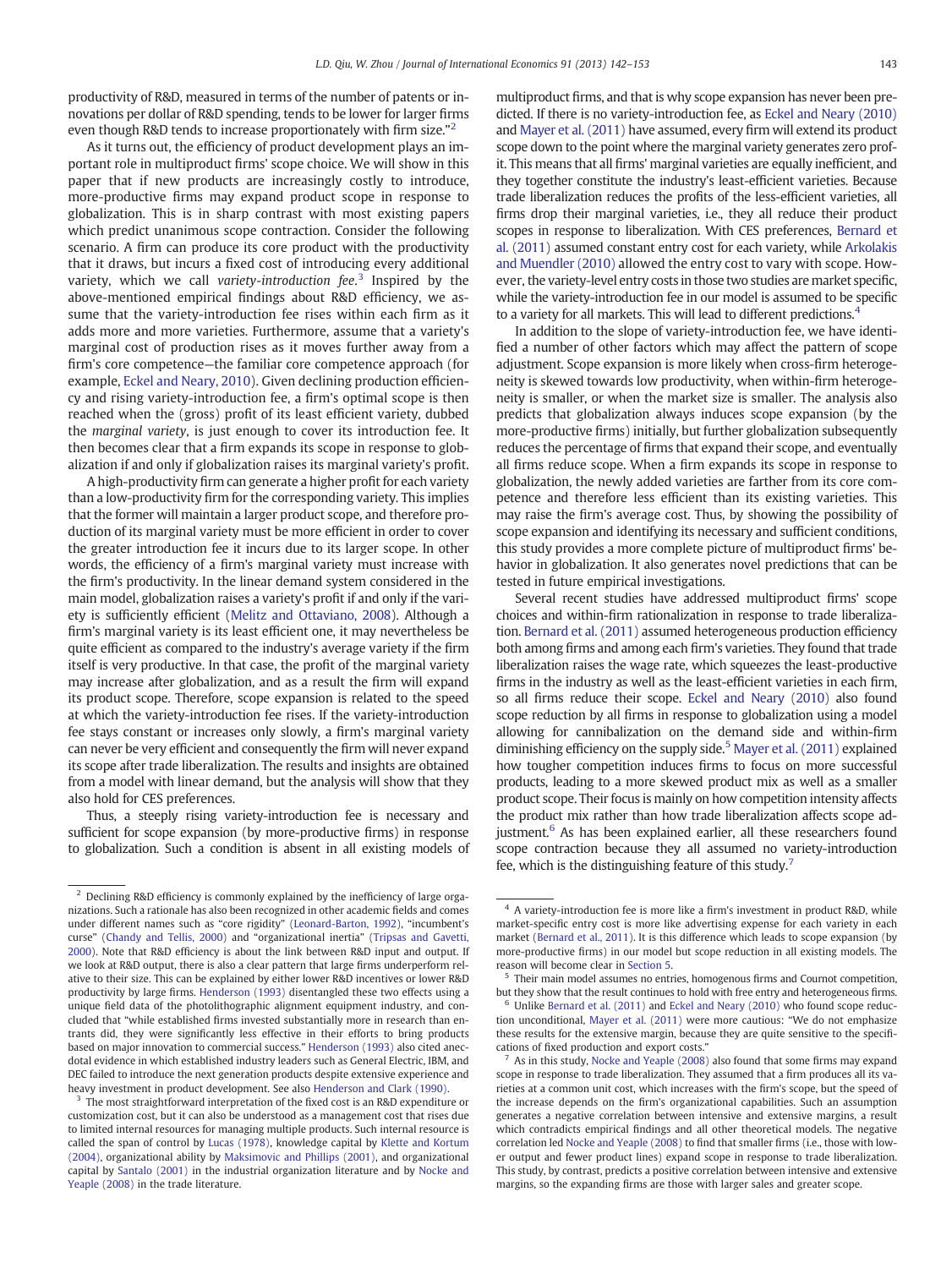productivity of R&D, measured in terms of the number of patents or innovations per dollar of R&D spending, tends to be lower for larger firms even though R&D tends to increase proportionately with firm size."[2]

As it turns out, the efficiency of product development plays an important role in multiproduct firms' scope choice. We will show in this paper that if new products are increasingly costly to introduce, more-productive firms may expand product scope in response to globalization. This is in sharp contrast with most existing papers which predict unanimous scope contraction. Consider the following scenario. A firm can produce its core product with the productivity that it draws, but incurs a fixed cost of introducing every additional variety, which we call *variety-introduction fee*.[3] Inspired by the above-mentioned empirical findings about R&D efficiency, we assume that the variety-introduction fee rises within each firm as it adds more and more varieties. Furthermore, assume that a variety's marginal cost of production rises as it moves further away from a firm's core competence—the familiar core competence approach (for example, Eckel and Neary, 2010). Given declining production efficiency and rising variety-introduction fee, a firm's optimal scope is then reached when the (gross) profit of its least efficient variety, dubbed the *marginal variety*, is just enough to cover its introduction fee. It then becomes clear that a firm expands its scope in response to globalization if and only if globalization raises its marginal variety's profit.

A high-productivity firm can generate a higher profit for each variety than a low-productivity firm for the corresponding variety. This implies that the former will maintain a larger product scope, and therefore production of its marginal variety must be more efficient in order to cover the greater introduction fee it incurs due to its larger scope. In other words, the efficiency of a firm's marginal variety must increase with the firm's productivity. In the linear demand system considered in the main model, globalization raises a variety's profit if and only if the variety is sufficiently efficient (Melitz and Ottaviano, 2008). Although a firm's marginal variety is its least efficient one, it may nevertheless be quite efficient as compared to the industry's average variety if the firm itself is very productive. In that case, the profit of the marginal variety may increase after globalization, and as a result the firm will expand its product scope. Therefore, scope expansion is related to the speed at which the variety-introduction fee rises. If the variety-introduction fee stays constant or increases only slowly, a firm's marginal variety can never be very efficient and consequently the firm will never expand its scope after trade liberalization. The results and insights are obtained from a model with linear demand, but the analysis will show that they also hold for CES preferences.

Thus, a steeply rising variety-introduction fee is necessary and sufficient for scope expansion (by more-productive firms) in response to globalization. Such a condition is absent in all existing models of multiproduct firms, and that is why scope expansion has never been predicted. If there is no variety-introduction fee, as Eckel and Neary (2010) and Mayer et al. (2011) have assumed, every firm will extend its product scope down to the point where the marginal variety generates zero profit. This means that all firms' marginal varieties are equally inefficient, and they together constitute the industry's least-efficient varieties. Because trade liberalization reduces the profits of the less-efficient varieties, all firms drop their marginal varieties, i.e., they all reduce their product scopes in response to liberalization. With CES preferences, Bernard et al. (2011) assumed constant entry cost for each variety, while Arkolakis and Muendler (2010) allowed the entry cost to vary with scope. However, the variety-level entry costs in those two studies are market specific, while the variety-introduction fee in our model is assumed to be specific to a variety for all markets. This will lead to different predictions.[4]

In addition to the slope of variety-introduction fee, we have identified a number of other factors which may affect the pattern of scope adjustment. Scope expansion is more likely when cross-firm heterogeneity is skewed towards low productivity, when within-firm heterogeneity is smaller, or when the market size is smaller. The analysis also predicts that globalization always induces scope expansion (by the more-productive firms) initially, but further globalization subsequently reduces the percentage of firms that expand their scope, and eventually all firms reduce scope. When a firm expands its scope in response to globalization, the newly added varieties are farther from its core competence and therefore less efficient than its existing varieties. This may raise the firm's average cost. Thus, by showing the possibility of scope expansion and identifying its necessary and sufficient conditions, this study provides a more complete picture of multiproduct firms' behavior in globalization. It also generates novel predictions that can be tested in future empirical investigations.

Several recent studies have addressed multiproduct firms' scope choices and within-firm rationalization in response to trade liberalization. Bernard et al. (2011) assumed heterogeneous production efficiency both among firms and among each firm's varieties. They found that trade liberalization raises the wage rate, which squeezes the least-productive firms in the industry as well as the least-efficient varieties in each firm, so all firms reduce their scope. Eckel and Neary (2010) also found scope reduction by all firms in response to globalization using a model allowing for cannibalization on the demand side and within-firm diminishing efficiency on the supply side.[5] Mayer et al. (2011) explained how tougher competition induces firms to focus on more successful products, leading to a more skewed product mix as well as a smaller product scope. Their focus is mainly on how competition intensity affects the product mix rather than how trade liberalization affects scope adjustment.[6] As has been explained earlier, all these researchers found scope contraction because they all assumed no variety-introduction fee, which is the distinguishing feature of this study.[7]

---

[2] Declining R&D efficiency is commonly explained by the inefficiency of large organizations. Such a rationale has also been recognized in other academic fields and comes under different names such as "core rigidity" (Leonard-Barton, 1992), "incumbent's curse" (Chandy and Tellis, 2000) and "organizational inertia" (Tripsas and Gavetti, 2000). Note that R&D efficiency is about the link between R&D input and output. If we look at R&D output, there is also a clear pattern that large firms underperform relative to their size. This can be explained by either lower R&D incentives or lower R&D productivity by large firms. Henderson (1993) disentangled these two effects using a unique field data of the photolithographic alignment equipment industry, and concluded that "while established firms invested substantially more in research than entrants did, they were significantly less effective in their efforts to bring products based on major innovation to commercial success." Henderson (1993) also cited anecdotal evidence in which established industry leaders such as General Electric, IBM, and DEC failed to introduce the next generation products despite extensive experience and heavy investment in product development. See also Henderson and Clark (1990).

[3] The most straightforward interpretation of the fixed cost is an R&D expenditure or customization cost, but it can also be understood as a management cost that rises due to limited internal resources for managing multiple products. Such internal resource is called the span of control by Lucas (1978), knowledge capital by Klette and Kortum (2004), organizational ability by Maksimovic and Phillips (2001), and organizational capital by Santalo (2001) in the industrial organization literature and by Nocke and Yeaple (2008) in the trade literature.

[4] A variety-introduction fee is more like a firm's investment in product R&D, while market-specific entry cost is more like advertising expense for each variety in each market (Bernard et al., 2011). It is this difference which leads to scope expansion (by more-productive firms) in our model but scope reduction in all existing models. The reason will become clear in Section 5.

[5] Their main model assumes no entries, homogenous firms and Cournot competition, but they show that the result continues to hold with free entry and heterogeneous firms.

[6] Unlike Bernard et al. (2011) and Eckel and Neary (2010) who found scope reduction unconditional, Mayer et al. (2011) were more cautious: "We do not emphasize these results for the extensive margin, because they are quite sensitive to the specifications of fixed production and export costs."

[7] As in this study, Nocke and Yeaple (2008) also found that some firms may expand scope in response to trade liberalization. They assumed that a firm produces all its varieties at a common unit cost, which increases with the firm's scope, but the speed of the increase depends on the firm's organizational capabilities. Such an assumption generates a negative correlation between intensive and extensive margins, a result which contradicts empirical findings and all other theoretical models. The negative correlation led Nocke and Yeaple (2008) to find that smaller firms (i.e., those with lower output and fewer product lines) expand scope in response to trade liberalization. This study, by contrast, predicts a positive correlation between intensive and extensive margins, so the expanding firms are those with larger sales and greater scope.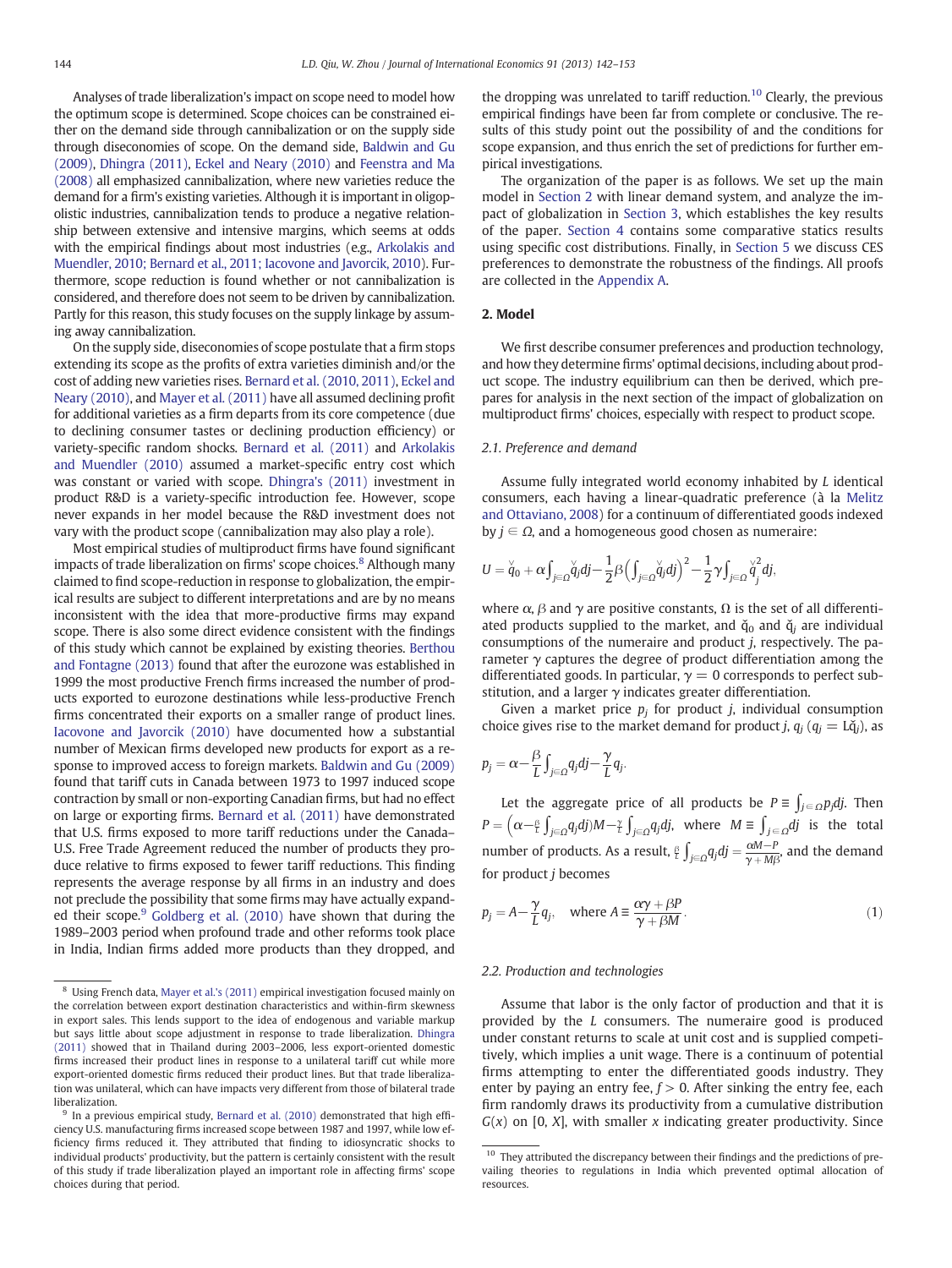Analyses of trade liberalization's impact on scope need to model how the optimum scope is determined. Scope choices can be constrained either on the demand side through cannibalization or on the supply side through diseconomies of scope. On the demand side, Baldwin and Gu (2009), Dhingra (2011), Eckel and Neary (2010) and Feenstra and Ma (2008) all emphasized cannibalization, where new varieties reduce the demand for a firm's existing varieties. Although it is important in oligopolistic industries, cannibalization tends to produce a negative relationship between extensive and intensive margins, which seems at odds with the empirical findings about most industries (e.g., Arkolakis and Muendler, 2010; Bernard et al., 2011; Iacovone and Javorcik, 2010). Furthermore, scope reduction is found whether or not cannibalization is considered, and therefore does not seem to be driven by cannibalization. Partly for this reason, this study focuses on the supply linkage by assuming away cannibalization.

On the supply side, diseconomies of scope postulate that a firm stops extending its scope as the profits of extra varieties diminish and/or the cost of adding new varieties rises. Bernard et al. (2010, 2011), Eckel and Neary (2010), and Mayer et al. (2011) have all assumed declining profit for additional varieties as a firm departs from its core competence (due to declining consumer tastes or declining production efficiency) or variety-specific random shocks. Bernard et al. (2011) and Arkolakis and Muendler (2010) assumed a market-specific entry cost which was constant or varied with scope. Dhingra's (2011) investment in product R&D is a variety-specific introduction fee. However, scope never expands in her model because the R&D investment does not vary with the product scope (cannibalization may also play a role).

Most empirical studies of multiproduct firms have found significant impacts of trade liberalization on firms' scope choices.[8] Although many claimed to find scope-reduction in response to globalization, the empirical results are subject to different interpretations and are by no means inconsistent with the idea that more-productive firms may expand scope. There is also some direct evidence consistent with the findings of this study which cannot be explained by existing theories. Berthou and Fontagne (2013) found that after the eurozone was established in 1999 the most productive French firms increased the number of products exported to eurozone destinations while less-productive French firms concentrated their exports on a smaller range of product lines. Iacovone and Javorcik (2010) have documented how a substantial number of Mexican firms developed new products for export as a response to improved access to foreign markets. Baldwin and Gu (2009) found that tariff cuts in Canada between 1973 to 1997 induced scope contraction by small or non-exporting Canadian firms, but had no effect on large or exporting firms. Bernard et al. (2011) have demonstrated that U.S. firms exposed to more tariff reductions under the Canada–U.S. Free Trade Agreement reduced the number of products they produce relative to firms exposed to fewer tariff reductions. This finding represents the average response by all firms in an industry and does not preclude the possibility that some firms may have actually expanded their scope.[9] Goldberg et al. (2010) have shown that during the 1989–2003 period when profound trade and other reforms took place in India, Indian firms added more products than they dropped, and the dropping was unrelated to tariff reduction.[10] Clearly, the previous empirical findings have been far from complete or conclusive. The results of this study point out the possibility of and the conditions for scope expansion, and thus enrich the set of predictions for further empirical investigations.

The organization of the paper is as follows. We set up the main model in Section 2 with linear demand system, and analyze the impact of globalization in Section 3, which establishes the key results of the paper. Section 4 contains some comparative statics results using specific cost distributions. Finally, in Section 5 we discuss CES preferences to demonstrate the robustness of the findings. All proofs are collected in the Appendix A.

## 2. Model

We first describe consumer preferences and production technology, and how they determine firms' optimal decisions, including about product scope. The industry equilibrium can then be derived, which prepares for analysis in the next section of the impact of globalization on multiproduct firms' choices, especially with respect to product scope.

### 2.1. Preference and demand

Assume fully integrated world economy inhabited by $L$ identical consumers, each having a linear-quadratic preference (à la Melitz and Ottaviano, 2008) for a continuum of differentiated goods indexed by $j \in \Omega$, and a homogeneous good chosen as numeraire:

$$U = \check{q}_0 + \alpha\int_{j\in\Omega}\check{q}_j dj - \frac{1}{2}\beta\Big(\int_{j\in\Omega}\check{q}_j dj\Big)^2 - \frac{1}{2}\gamma\int_{j\in\Omega}\check{q}_j^2 dj,$$

where $\alpha$, $\beta$ and $\gamma$ are positive constants, $\Omega$ is the set of all differentiated products supplied to the market, and $\check{q}_0$ and $\check{q}_j$ are individual consumptions of the numeraire and product $j$, respectively. The parameter $\gamma$ captures the degree of product differentiation among the differentiated goods. In particular, $\gamma = 0$ corresponds to perfect substitution, and a larger $\gamma$ indicates greater differentiation.

Given a market price $p_j$ for product $j$, individual consumption choice gives rise to the market demand for product $j$, $q_j$ ($q_j = L\check{q}_j$), as

$$p_j = \alpha - \frac{\beta}{L}\int_{j\in\Omega}q_j dj - \frac{\gamma}{L}q_j.$$

Let the aggregate price of all products be $P \equiv \int_{j\in\Omega}p_j dj$. Then $P = \left(\alpha - \frac{\beta}{L}\int_{j\in\Omega}q_j dj\right)M - \frac{\gamma}{L}\int_{j\in\Omega}q_j dj$, where $M \equiv \int_{j\in\Omega}dj$ is the total number of products. As a result, $\frac{\beta}{L}\int_{j\in\Omega}q_j dj = \frac{\alpha M - P}{\gamma + M\beta}$, and the demand for product $j$ becomes

$$p_j = A - \frac{\gamma}{L}q_j, \quad \text{where } A \equiv \frac{\alpha\gamma + \beta P}{\gamma + \beta M}. \tag{1}$$

### 2.2. Production and technologies

Assume that labor is the only factor of production and that it is provided by the $L$ consumers. The numeraire good is produced under constant returns to scale at unit cost and is supplied competitively, which implies a unit wage. There is a continuum of potential firms attempting to enter the differentiated goods industry. They enter by paying an entry fee, $f > 0$. After sinking the entry fee, each firm randomly draws its productivity from a cumulative distribution $G(x)$ on $[0, X]$, with smaller $x$ indicating greater productivity. Since

---

[8] Using French data, Mayer et al.'s (2011) empirical investigation focused mainly on the correlation between export destination characteristics and within-firm skewness in export sales. This lends support to the idea of endogenous and variable markup but says little about scope adjustment in response to trade liberalization. Dhingra (2011) showed that in Thailand during 2003–2006, less export-oriented domestic firms increased their product lines in response to a unilateral tariff cut while more export-oriented domestic firms reduced their product lines. But that trade liberalization was unilateral, which can have impacts very different from those of bilateral trade liberalization.

[9] In a previous empirical study, Bernard et al. (2010) demonstrated that high efficiency U.S. manufacturing firms increased scope between 1987 and 1997, while low efficiency firms reduced it. They attributed that finding to idiosyncratic shocks to individual products' productivity, but the pattern is certainly consistent with the result of this study if trade liberalization played an important role in affecting firms' scope choices during that period.

[10] They attributed the discrepancy between their findings and the predictions of prevailing theories to regulations in India which prevented optimal allocation of resources.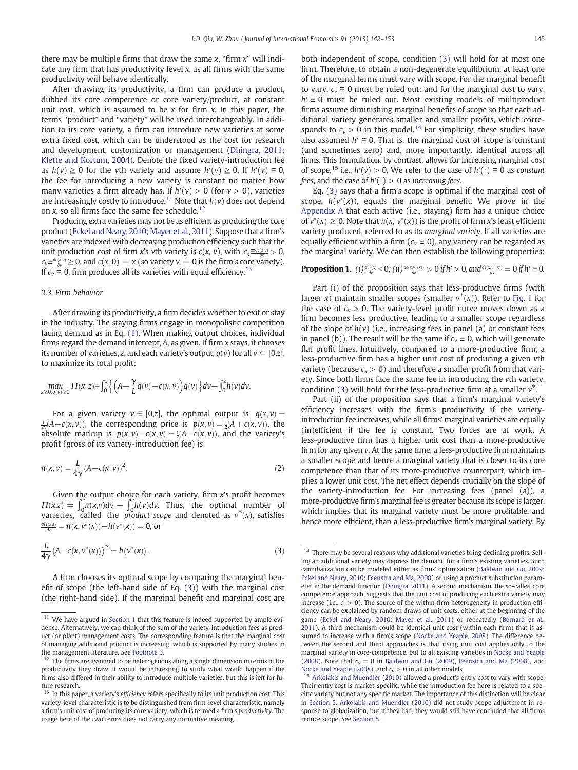there may be multiple firms that draw the same $x$, "firm $x$" will indicate any firm that has productivity level $x$, as all firms with the same productivity will behave identically.

After drawing its productivity, a firm can produce a product, dubbed its core competence or core variety/product, at constant unit cost, which is assumed to be $x$ for firm $x$. In this paper, the terms "product" and "variety" will be used interchangeably. In addition to its core variety, a firm can introduce new varieties at some extra fixed cost, which can be understood as the cost for research and development, customization or management (Dhingra, 2011; Klette and Kortum, 2004). Denote the fixed variety-introduction fee as $h(v) \geq 0$ for the $v$th variety and assume $h'(v) \geq 0$. If $h'(v) \equiv 0$, the fee for introducing a new variety is constant no matter how many varieties a firm already has. If $h'(v) > 0$ (for $v > 0$), varieties are increasingly costly to introduce.[11] Note that $h(v)$ does not depend on $x$, so all firms face the same fee schedule.[12]

Producing extra varieties may not be as efficient as producing the core product (Eckel and Neary, 2010; Mayer et al., 2011). Suppose that a firm's varieties are indexed with decreasing production efficiency such that the unit production cost of firm $x$'s $v$th variety is $c(x, v)$, with $c_x \equiv \frac{\partial c(x,v)}{\partial x} > 0$, $c_v \equiv \frac{\partial c(x,v)}{\partial v} \geq 0$, and $c(x, 0) = x$ (so variety $v = 0$ is the firm's core variety). If $c_v \equiv 0$, firm produces all its varieties with equal efficiency.[13]

### 2.3. Firm behavior

After drawing its productivity, a firm decides whether to exit or stay in the industry. The staying firms engage in monopolistic competition facing demand as in Eq. (1). When making output choices, individual firms regard the demand intercept, $A$, as given. If firm $x$ stays, it chooses its number of varieties, $z$, and each variety's output, $q(v)$ for all $v \in [0,z]$, to maximize its total profit:

$$\max_{z \geq 0, q(v) \geq 0} \Pi(x, z) \equiv \int_0^z \left\{ \left( A - \frac{\gamma}{L} q(v) - c(x, v) \right) q(v) \right\} dv - \int_0^z h(v) dv.$$

For a given variety $v \in [0,z]$, the optimal output is $q(x, v) = \frac{L}{2\gamma}(A - c(x, v))$, the corresponding price is $p(x, v) = \frac{1}{2}(A + c(x, v))$, the absolute markup is $p(x, v) - c(x, v) = \frac{1}{2}(A - c(x, v))$, and the variety's profit (gross of its variety-introduction fee) is

$$\pi(x, v) = \frac{L}{4\gamma}(A - c(x, v))^2. \tag{2}$$

Given the output choice for each variety, firm $x$'s profit becomes $\Pi(x,z) = \int_0^z \pi(x,v) dv - \int_0^z h(v) dv$. Thus, the optimal number of varieties, called the *product scope* and denoted as $v^*(x)$, satisfies $\frac{\partial \Pi(x,z)}{\partial z} = \pi(x, v^*(x)) - h(v^*(x)) = 0$, or

$$\frac{L}{4\gamma}\left(A - c\left(x, v^*(x)\right)\right)^2 = h\left(v^*(x)\right). \tag{3}$$

A firm chooses its optimal scope by comparing the marginal benefit of scope (the left-hand side of Eq. (3)) with the marginal cost (the right-hand side). If the marginal benefit and marginal cost are both independent of scope, condition (3) will hold for at most one firm. Therefore, to obtain a non-degenerate equilibrium, at least one of the marginal terms must vary with scope. For the marginal benefit to vary, $c_v \equiv 0$ must be ruled out; and for the marginal cost to vary, $h' \equiv 0$ must be ruled out. Most existing models of multiproduct firms assume diminishing marginal benefits of scope so that each additional variety generates smaller and smaller profits, which corresponds to $c_v > 0$ in this model.[14] For simplicity, these studies have also assumed $h' \equiv 0$. That is, the marginal cost of scope is constant (and sometimes zero) and, more importantly, identical across all firms. This formulation, by contrast, allows for increasing marginal cost of scope,[15] i.e., $h'(v) > 0$. We refer to the case of $h'(\cdot) \equiv 0$ as *constant fees*, and the case of $h'(\cdot) > 0$ as *increasing fees*.

Eq. (3) says that a firm's scope is optimal if the marginal cost of scope, $h(v^*(x))$, equals the marginal benefit. We prove in the Appendix A that each active (i.e., staying) firm has a unique choice of $v^*(x) \geq 0$. Note that $\pi(x, v^*(x))$ is the profit of firm $x$'s least efficient variety produced, referred to as its *marginal variety*. If all varieties are equally efficient within a firm ($c_v \equiv 0$), any variety can be regarded as the marginal variety. We can then establish the following properties:

**Proposition 1.** *(i)* $\frac{dv^*(x)}{dx} < 0$; *(ii)* $\frac{dc(x,v^*(x))}{dx} > 0$ *if* $h' > 0$, *and* $\frac{dc(x,v^*(x))}{dx} = 0$ *if* $h' \equiv 0$.

Part (i) of the proposition says that less-productive firms (with larger $x$) maintain smaller scopes (smaller $v^*(x)$). Refer to Fig. 1 for the case of $c_v > 0$. The variety-level profit curve moves down as a firm becomes less productive, leading to a smaller scope regardless of the slope of $h(v)$ (i.e., increasing fees in panel (a) or constant fees in panel (b)). The result will be the same if $c_v \equiv 0$, which will generate flat profit lines. Intuitively, compared to a more-productive firm, a less-productive firm has a higher unit cost of producing a given $v$th variety (because $c_x > 0$) and therefore a smaller profit from that variety. Since both firms face the same fee in introducing the $v$th variety, condition (3) will hold for the less-productive firm at a smaller $v^*$.

Part (ii) of the proposition says that a firm's marginal variety's efficiency increases with the firm's productivity if the variety-introduction fee increases, while all firms' marginal varieties are equally (in)efficient if the fee is constant. Two forces are at work. A less-productive firm has a higher unit cost than a more-productive firm for any given $v$. At the same time, a less-productive firm maintains a smaller scope and hence a marginal variety that is closer to its core competence than that of its more-productive counterpart, which implies a lower unit cost. The net effect depends crucially on the slope of the variety-introduction fee. For increasing fees (panel (a)), a more-productive firm's marginal fee is greater because its scope is larger, which implies that its marginal variety must be more profitable, and hence more efficient, than a less-productive firm's marginal variety. By

---

[11] We have argued in Section 1 that this feature is indeed supported by ample evidence. Alternatively, we can think of the sum of the variety-introduction fees as product (or plant) management costs. The corresponding feature is that the marginal cost of managing additional product is increasing, which is supported by many studies in the management literature. See Footnote 3.

[12] The firms are assumed to be heterogeneous along a single dimension in terms of the productivity they draw. It would be interesting to study what would happen if the firms also differed in their ability to introduce multiple varieties, but this is left for future research.

[13] In this paper, a variety's *efficiency* refers specifically to its unit production cost. This variety-level characteristic is to be distinguished from firm-level characteristic, namely a firm's unit cost of producing its core variety, which is termed a firm's *productivity*. The usage here of the two terms does not carry any normative meaning.

[14] There may be several reasons why additional varieties bring declining profits. Selling an additional variety may depress the demand for a firm's existing varieties. Such cannibalization can be modeled either as firms' optimization (Baldwin and Gu, 2009; Eckel and Neary, 2010; Feenstra and Ma, 2008) or using a product substitution parameter in the demand function (Dhingra, 2011). A second mechanism, the so-called core competence approach, suggests that the unit cost of producing each extra variety may increase (i.e., $c_v > 0$). The source of the within-firm heterogeneity in production efficiency can be explained by random draws of unit costs, either at the beginning of the game (Eckel and Neary, 2010; Mayer et al., 2011) or repeatedly (Bernard et al., 2011). A third mechanism could be identical unit cost (within each firm) that is assumed to increase with a firm's scope (Nocke and Yeaple, 2008). The difference between the second and third approaches is that rising unit cost applies only to the marginal variety in core-competence, but to all existing varieties in Nocke and Yeaple (2008). Note that $c_v = 0$ in Baldwin and Gu (2009), Feenstra and Ma (2008), and Nocke and Yeaple (2008), and $c_v > 0$ in all other models.

[15] Arkolakis and Muendler (2010) allowed a product's entry cost to vary with scope. Their entry cost is market-specific, while the introduction fee here is related to a specific variety but not any specific market. The importance of this distinction will be clear in Section 5. Arkolakis and Muendler (2010) did not study scope adjustment in response to globalization, but if they had, they would still have concluded that all firms reduce scope. See Section 5.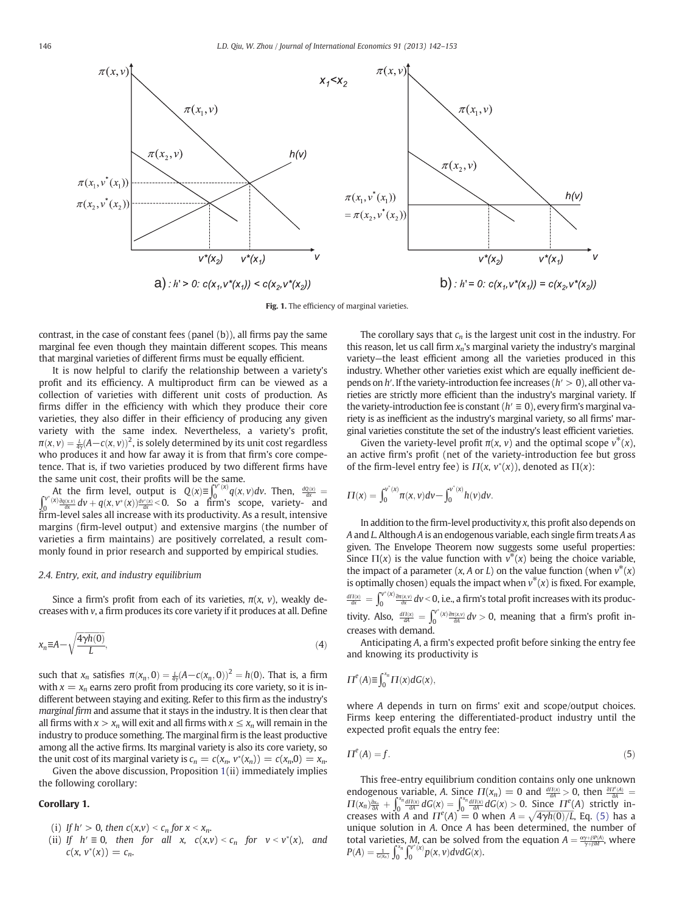Fig. 1. The efficiency of marginal varieties.

contrast, in the case of constant fees (panel (b)), all firms pay the same marginal fee even though they maintain different scopes. This means that marginal varieties of different firms must be equally efficient.

It is now helpful to clarify the relationship between a variety's profit and its efficiency. A multiproduct firm can be viewed as a collection of varieties with different unit costs of production. As firms differ in the efficiency with which they produce their core varieties, they also differ in their efficiency of producing any given variety with the same index. Nevertheless, a variety's profit, $\pi(x,v) = \frac{L}{4\gamma}(A - c(x,v))^2$, is solely determined by its unit cost regardless who produces it and how far away it is from that firm's core competence. That is, if two varieties produced by two different firms have the same unit cost, their profits will be the same.

At the firm level, output is $Q(x) \equiv \int_0^{v^*(x)} q(x,v)dv$. Then, $\frac{dQ(x)}{dx} = \int_0^{v^*(x)} \frac{\partial q(x,v)}{dx}dv + q(x, v^*(x))\frac{dv^*(x)}{dx} < 0$. So a firm's scope, variety- and firm-level sales all increase with its productivity. As a result, intensive margins (firm-level output) and extensive margins (the number of varieties a firm maintains) are positively correlated, a result commonly found in prior research and supported by empirical studies.

### 2.4. Entry, exit, and industry equilibrium

Since a firm's profit from each of its varieties, $\pi(x, v)$, weakly decreases with $v$, a firm produces its core variety if it produces at all. Define

$$x_n \equiv A - \sqrt{\frac{4\gamma h(0)}{L}}, \tag{4}$$

such that $x_n$ satisfies $\pi(x_n, 0) = \frac{L}{4\gamma}(A - c(x_n, 0))^2 = h(0)$. That is, a firm with $x = x_n$ earns zero profit from producing its core variety, so it is indifferent between staying and exiting. Refer to this firm as the industry's *marginal firm* and assume that it stays in the industry. It is then clear that all firms with $x > x_n$ will exit and all firms with $x \leq x_n$ will remain in the industry to produce something. The marginal firm is the least productive among all the active firms. Its marginal variety is also its core variety, so the unit cost of its marginal variety is $c_n = c(x_n, v^*(x_n)) = c(x_n, 0) = x_n$.

Given the above discussion, Proposition 1(ii) immediately implies the following corollary:

**Corollary 1.**

(i) *If $h' > 0$, then $c(x,v) < c_n$ for $x < x_n$.*
(ii) *If $h' \equiv 0$, then for all $x$, $c(x,v) < c_n$ for $v < v^*(x)$, and $c(x, v^*(x)) = c_n$.*

The corollary says that $c_n$ is the largest unit cost in the industry. For this reason, let us call firm $x_n$'s marginal variety the industry's marginal variety—the least efficient among all the varieties produced in this industry. Whether other varieties exist which are equally inefficient depends on $h'$. If the variety-introduction fee increases ($h' > 0$), all other varieties are strictly more efficient than the industry's marginal variety. If the variety-introduction fee is constant ($h' \equiv 0$), every firm's marginal variety is as inefficient as the industry's marginal variety, so all firms' marginal varieties constitute the set of the industry's least efficient varieties.

Given the variety-level profit $\pi(x, v)$ and the optimal scope $v^*(x)$, an active firm's profit (net of the variety-introduction fee but gross of the firm-level entry fee) is $\Pi(x, v^*(x))$, denoted as $\Pi(x)$:

$$\Pi(x) = \int_0^{v^*(x)} \pi(x,v)dv - \int_0^{v^*(x)} h(v)dv.$$

In addition to the firm-level productivity $x$, this profit also depends on $A$ and $L$. Although $A$ is an endogenous variable, each single firm treats $A$ as given. The Envelope Theorem now suggests some useful properties: Since $\Pi(x)$ is the value function with $v^*(x)$ being the choice variable, the impact of a parameter ($x$, $A$ or $L$) on the value function (when $v^*(x)$ is optimally chosen) equals the impact when $v^*(x)$ is fixed. For example, $\frac{d\Pi(x)}{dx} = \int_0^{v^*(x)} \frac{\partial \pi(x,v)}{dx}dv < 0$, i.e., a firm's total profit increases with its productivity. Also, $\frac{d\Pi(x)}{dA} = \int_0^{v^*(x)} \frac{\partial \pi(x,v)}{\partial A}dv > 0$, meaning that a firm's profit increases with demand.

Anticipating $A$, a firm's expected profit before sinking the entry fee and knowing its productivity is

$$\Pi^e(A) \equiv \int_0^{x_n} \Pi(x)dG(x),$$

where $A$ depends in turn on firms' exit and scope/output choices. Firms keep entering the differentiated-product industry until the expected profit equals the entry fee:

$$\Pi^e(A) = f. \tag{5}$$

This free-entry equilibrium condition contains only one unknown endogenous variable, $A$. Since $\Pi(x_n) = 0$ and $\frac{d\Pi(x)}{dA} > 0$, then $\frac{\partial \Pi^e(A)}{\partial A} = \Pi(x_n)\frac{\partial x_n}{\partial A} + \int_0^{x_n} \frac{d\Pi(x)}{dA}dG(x) = \int_0^{x_n} \frac{d\Pi(x)}{dA}dG(x) > 0$. Since $\Pi^e(A)$ strictly increases with $A$ and $\Pi^e(A) = 0$ when $A = \sqrt{4\gamma h(0)/L}$, Eq. (5) has a unique solution in $A$. Once $A$ has been determined, the number of total varieties, $M$, can be solved from the equation $A = \frac{\alpha\gamma + \beta P(A)}{\gamma + \beta M}$, where $P(A) = \frac{1}{G(x_n)}\int_0^{x_n}\int_0^{v^*(x)} p(x,v)dvdG(x)$.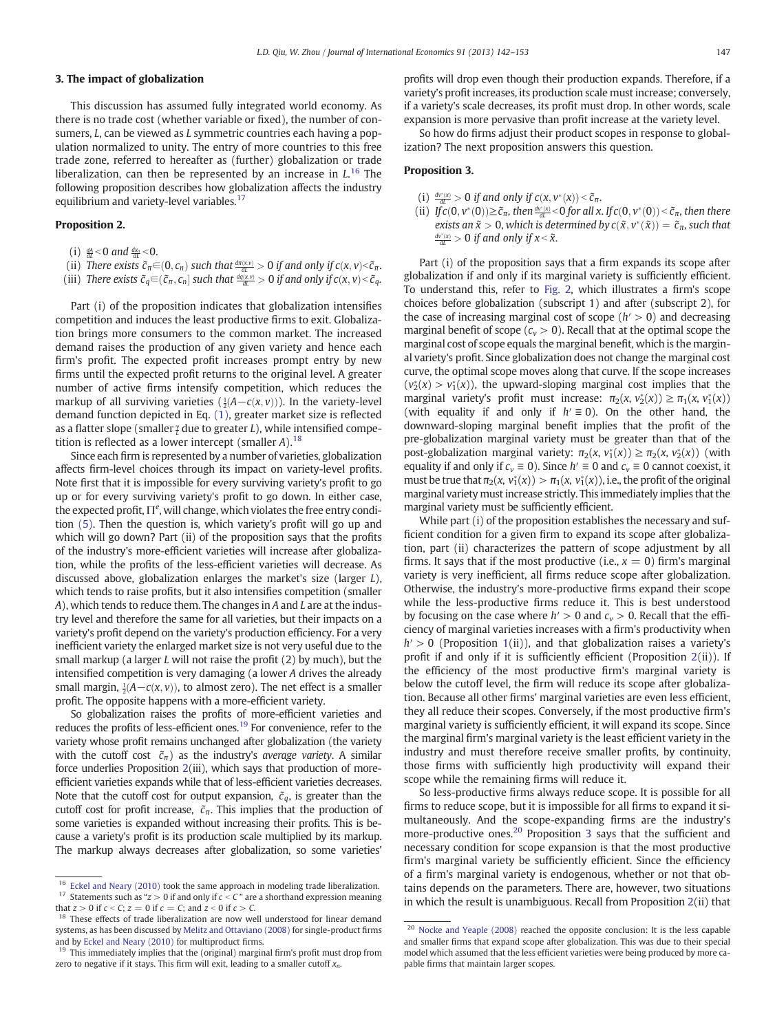## 3. The impact of globalization

This discussion has assumed fully integrated world economy. As there is no trade cost (whether variable or fixed), the number of consumers, $L$, can be viewed as $L$ symmetric countries each having a population normalized to unity. The entry of more countries to this free trade zone, referred to hereafter as (further) globalization or trade liberalization, can then be represented by an increase in $L$.[16] The following proposition describes how globalization affects the industry equilibrium and variety-level variables.[17]

**Proposition 2.**

(i) $\frac{dA}{dL}<0$ and $\frac{dx_n}{dL}<0$.

(ii) *There exists* $\tilde{c}_\pi \in (0, c_n)$ *such that* $\frac{d\pi(x,v)}{dL}>0$ *if and only if* $c(x,v)<\tilde{c}_\pi$.

(iii) *There exists* $\tilde{c}_q \in (\tilde{c}_\pi, c_n]$ *such that* $\frac{dq(x,v)}{dL}>0$ *if and only if* $c(x,v)<\tilde{c}_q$.

Part (i) of the proposition indicates that globalization intensifies competition and induces the least productive firms to exit. Globalization brings more consumers to the common market. The increased demand raises the production of any given variety and hence each firm's profit. The expected profit increases prompt entry by new firms until the expected profit returns to the original level. A greater number of active firms intensify competition, which reduces the markup of all surviving varieties ($\frac{1}{2}(A-c(x,v))$). In the variety-level demand function depicted in Eq. (1), greater market size is reflected as a flatter slope (smaller $\frac{\gamma}{L}$ due to greater $L$), while intensified competition is reflected as a lower intercept (smaller $A$).[18]

Since each firm is represented by a number of varieties, globalization affects firm-level choices through its impact on variety-level profits. Note first that it is impossible for every surviving variety's profit to go up or for every surviving variety's profit to go down. In either case, the expected profit, $\Pi^e$, will change, which violates the free entry condition (5). Then the question is, which variety's profit will go up and which will go down? Part (ii) of the proposition says that the profits of the industry's more-efficient varieties will increase after globalization, while the profits of the less-efficient varieties will decrease. As discussed above, globalization enlarges the market's size (larger $L$), which tends to raise profits, but it also intensifies competition (smaller $A$), which tends to reduce them. The changes in $A$ and $L$ are at the industry level and therefore the same for all varieties, but their impacts on a variety's profit depend on the variety's production efficiency. For a very inefficient variety the enlarged market size is not very useful due to the small markup (a larger $L$ will not raise the profit (2) by much), but the intensified competition is very damaging (a lower $A$ drives the already small margin, $\frac{1}{2}(A-c(x,v))$, to almost zero). The net effect is a smaller profit. The opposite happens with a more-efficient variety.

So globalization raises the profits of more-efficient varieties and reduces the profits of less-efficient ones.[19] For convenience, refer to the variety whose profit remains unchanged after globalization (the variety with the cutoff cost $\tilde{c}_\pi$) as the industry's *average variety*. A similar force underlies Proposition 2(iii), which says that production of more-efficient varieties expands while that of less-efficient varieties decreases. Note that the cutoff cost for output expansion, $\tilde{c}_q$, is greater than the cutoff cost for profit increase, $\tilde{c}_\pi$. This implies that the production of some varieties is expanded without increasing their profits. This is because a variety's profit is its production scale multiplied by its markup. The markup always decreases after globalization, so some varieties' profits will drop even though their production expands. Therefore, if a variety's profit increases, its production scale must increase; conversely, if a variety's scale decreases, its profit must drop. In other words, scale expansion is more pervasive than profit increase at the variety level.

So how do firms adjust their product scopes in response to globalization? The next proposition answers this question.

**Proposition 3.**

(i) $\frac{dv^*(x)}{dL}>0$ *if and only if* $c(x, v^*(x))<\tilde{c}_\pi$.

(ii) *If* $c(0, v^*(0))\geq\tilde{c}_\pi$, *then* $\frac{dv^*(x)}{dL}<0$ *for all* $x$. *If* $c(0, v^*(0))<\tilde{c}_\pi$, *then there exists an* $\tilde{x}>0$, *which is determined by* $c(\tilde{x}, v^*(\tilde{x}))=\tilde{c}_\pi$, *such that* $\frac{dv^*(x)}{dL}>0$ *if and only if* $x<\tilde{x}$.

Part (i) of the proposition says that a firm expands its scope after globalization if and only if its marginal variety is sufficiently efficient. To understand this, refer to Fig. 2, which illustrates a firm's scope choices before globalization (subscript 1) and after (subscript 2), for the case of increasing marginal cost of scope ($h'>0$) and decreasing marginal benefit of scope ($c_v>0$). Recall that at the optimal scope the marginal cost of scope equals the marginal benefit, which is the marginal variety's profit. Since globalization does not change the marginal cost curve, the optimal scope moves along that curve. If the scope increases ($v_2^*(x)>v_1^*(x)$), the upward-sloping marginal cost implies that the marginal variety's profit must increase: $\pi_2(x, v_2^*(x))\geq\pi_1(x, v_1^*(x))$ (with equality if and only if $h'\equiv 0$). On the other hand, the downward-sloping marginal benefit implies that the profit of the pre-globalization marginal variety must be greater than that of the post-globalization marginal variety: $\pi_2(x, v_1^*(x))\geq\pi_2(x, v_2^*(x))$ (with equality if and only if $c_v\equiv 0$). Since $h'\equiv 0$ and $c_v\equiv 0$ cannot coexist, it must be true that $\pi_2(x, v_1^*(x))>\pi_1(x, v_1^*(x))$, i.e., the profit of the original marginal variety must increase strictly. This immediately implies that the marginal variety must be sufficiently efficient.

While part (i) of the proposition establishes the necessary and sufficient condition for a given firm to expand its scope after globalization, part (ii) characterizes the pattern of scope adjustment by all firms. It says that if the most productive (i.e., $x=0$) firm's marginal variety is very inefficient, all firms reduce scope after globalization. Otherwise, the industry's more-productive firms expand their scope while the less-productive firms reduce it. This is best understood by focusing on the case where $h'>0$ and $c_v>0$. Recall that the efficiency of marginal varieties increases with a firm's productivity when $h'>0$ (Proposition 1(ii)), and that globalization raises a variety's profit if and only if it is sufficiently efficient (Proposition 2(ii)). If the efficiency of the most productive firm's marginal variety is below the cutoff level, the firm will reduce its scope after globalization. Because all other firms' marginal varieties are even less efficient, they all reduce their scopes. Conversely, if the most productive firm's marginal variety is sufficiently efficient, it will expand its scope. Since the marginal firm's marginal variety is the least efficient variety in the industry and must therefore receive smaller profits, by continuity, those firms with sufficiently high productivity will expand their scope while the remaining firms will reduce it.

So less-productive firms always reduce scope. It is possible for all firms to reduce scope, but it is impossible for all firms to expand it simultaneously. And the scope-expanding firms are the industry's more-productive ones.[20] Proposition 3 says that the sufficient and necessary condition for scope expansion is that the most productive firm's marginal variety be sufficiently efficient. Since the efficiency of a firm's marginal variety is endogenous, whether or not that obtains depends on the parameters. There are, however, two situations in which the result is unambiguous. Recall from Proposition 2(ii) that

---

[16] Eckel and Neary (2010) took the same approach in modeling trade liberalization.

[17] Statements such as "$z>0$ if and only if $c<C$" are a shorthand expression meaning that $z>0$ if $c<C$; $z=0$ if $c=C$; and $z<0$ if $c>C$.

[18] These effects of trade liberalization are now well understood for linear demand systems, as has been discussed by Melitz and Ottaviano (2008) for single-product firms and by Eckel and Neary (2010) for multiproduct firms.

[19] This immediately implies that the (original) marginal firm's profit must drop from zero to negative if it stays. This firm will exit, leading to a smaller cutoff $x_n$.

[20] Nocke and Yeaple (2008) reached the opposite conclusion: It is the less capable and smaller firms that expand scope after globalization. This was due to their special model which assumed that the less efficient varieties were being produced by more capable firms that maintain larger scopes.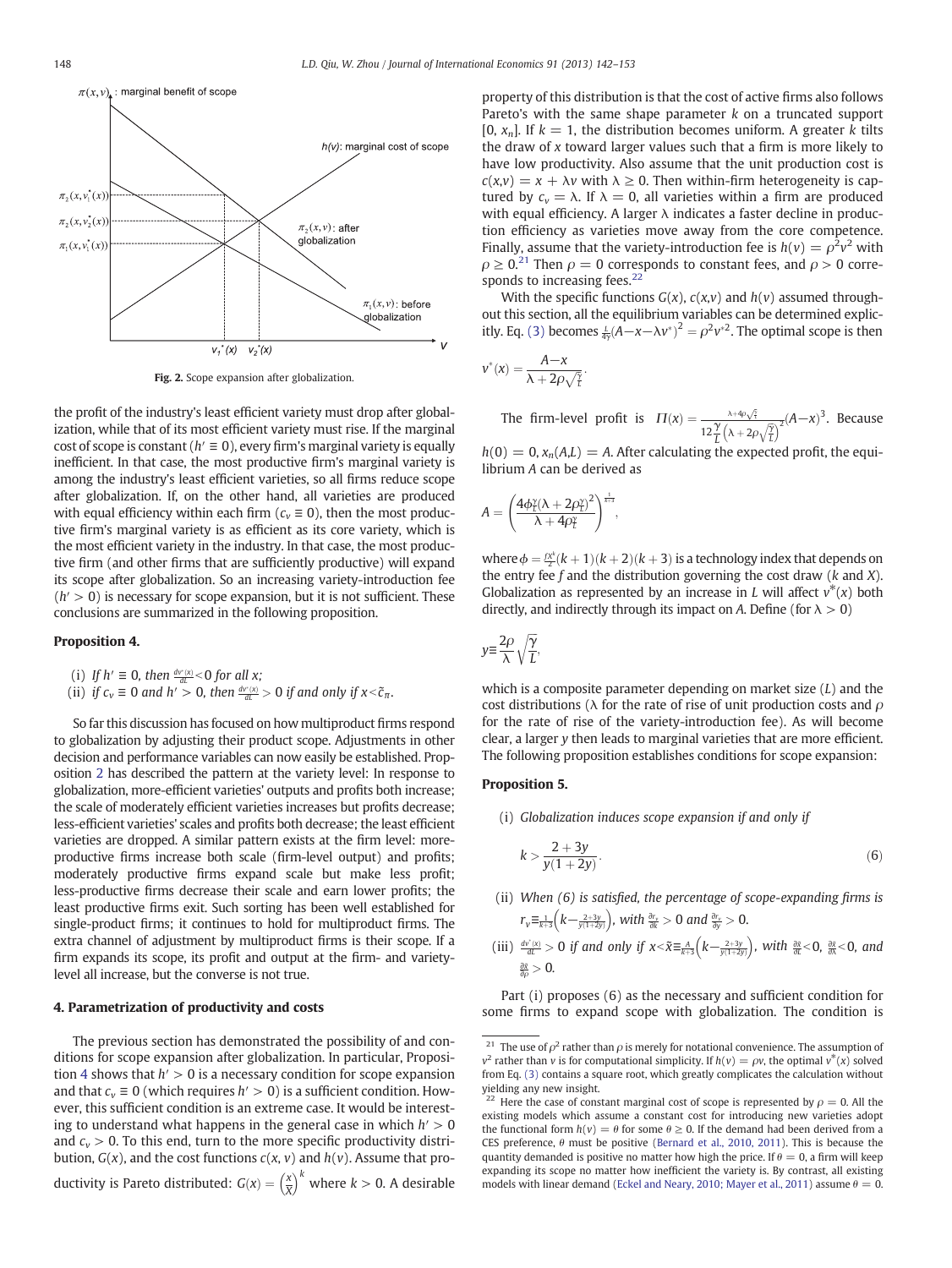Fig. 2. Scope expansion after globalization.

the profit of the industry's least efficient variety must drop after globalization, while that of its most efficient variety must rise. If the marginal cost of scope is constant ($h' \equiv 0$), every firm's marginal variety is equally inefficient. In that case, the most productive firm's marginal variety is among the industry's least efficient varieties, so all firms reduce scope after globalization. If, on the other hand, all varieties are produced with equal efficiency within each firm ($c_v \equiv 0$), then the most productive firm's marginal variety is as efficient as its core variety, which is the most efficient variety in the industry. In that case, the most productive firm (and other firms that are sufficiently productive) will expand its scope after globalization. So an increasing variety-introduction fee ($h' > 0$) is necessary for scope expansion, but it is not sufficient. These conclusions are summarized in the following proposition.

**Proposition 4.**

(i) *If $h' \equiv 0$, then $\frac{dv^*(x)}{dL} < 0$ for all $x$;*
(ii) *if $c_v \equiv 0$ and $h' > 0$, then $\frac{dv^*(x)}{dL} > 0$ if and only if $x < \tilde{c}_\pi$.*

So far this discussion has focused on how multiproduct firms respond to globalization by adjusting their product scope. Adjustments in other decision and performance variables can now easily be established. Proposition 2 has described the pattern at the variety level: In response to globalization, more-efficient varieties' outputs and profits both increase; the scale of moderately efficient varieties increases but profits decrease; less-efficient varieties' scales and profits both decrease; the least efficient varieties are dropped. A similar pattern exists at the firm level: more-productive firms increase both scale (firm-level output) and profits; moderately productive firms expand scale but make less profit; less-productive firms decrease their scale and earn lower profits; the least productive firms exit. Such sorting has been well established for single-product firms; it continues to hold for multiproduct firms. The extra channel of adjustment by multiproduct firms is their scope. If a firm expands its scope, its profit and output at the firm- and variety-level all increase, but the converse is not true.

## 4. Parametrization of productivity and costs

The previous section has demonstrated the possibility of and conditions for scope expansion after globalization. In particular, Proposition 4 shows that $h' > 0$ is a necessary condition for scope expansion and that $c_v \equiv 0$ (which requires $h' > 0$) is a sufficient condition. However, this sufficient condition is an extreme case. It would be interesting to understand what happens in the general case in which $h' > 0$ and $c_v > 0$. To this end, turn to the more specific productivity distribution, $G(x)$, and the cost functions $c(x, v)$ and $h(v)$. Assume that productivity is Pareto distributed: $G(x) = \left(\frac{x}{X}\right)^k$ where $k > 0$. A desirable property of this distribution is that the cost of active firms also follows Pareto's with the same shape parameter $k$ on a truncated support $[0, x_n]$. If $k = 1$, the distribution becomes uniform. A greater $k$ tilts the draw of $x$ toward larger values such that a firm is more likely to have low productivity. Also assume that the unit production cost is $c(x,v) = x + \lambda v$ with $\lambda \geq 0$. Then within-firm heterogeneity is captured by $c_v = \lambda$. If $\lambda = 0$, all varieties within a firm are produced with equal efficiency. A larger $\lambda$ indicates a faster decline in production efficiency as varieties move away from the core competence. Finally, assume that the variety-introduction fee is $h(v) = \rho^2 v^2$ with $\rho \geq 0$.[21] Then $\rho = 0$ corresponds to constant fees, and $\rho > 0$ corresponds to increasing fees.[22]

With the specific functions $G(x)$, $c(x,v)$ and $h(v)$ assumed throughout this section, all the equilibrium variables can be determined explicitly. Eq. (3) becomes $\frac{L}{4\gamma}(A - x - \lambda v^*)^2 = \rho^2 v^{*2}$. The optimal scope is then

$$v^*(x) = \frac{A - x}{\lambda + 2\rho\sqrt{\frac{\gamma}{L}}}.$$

The firm-level profit is $\Pi(x) = \frac{\lambda + 4\rho\sqrt{\frac{\gamma}{L}}}{12\frac{\gamma}{L}\left(\lambda + 2\rho\sqrt{\frac{\gamma}{L}}\right)^2}(A - x)^3$. Because $h(0) = 0$, $x_n(A,L) = A$. After calculating the expected profit, the equilibrium $A$ can be derived as

$$A = \left(\frac{4\phi\frac{\gamma}{L}\left(\lambda + 2\rho\frac{\gamma}{L}\right)^2}{\lambda + 4\rho\frac{\gamma}{L}}\right)^{\frac{1}{k+3}},$$

where $\phi = \frac{fX^k}{2}(k+1)(k+2)(k+3)$ is a technology index that depends on the entry fee $f$ and the distribution governing the cost draw ($k$ and $X$). Globalization as represented by an increase in $L$ will affect $v^*(x)$ both directly, and indirectly through its impact on $A$. Define (for $\lambda > 0$)

$$y \equiv \frac{2\rho}{\lambda}\sqrt{\frac{\gamma}{L}},$$

which is a composite parameter depending on market size ($L$) and the cost distributions ($\lambda$ for the rate of rise of unit production costs and $\rho$ for the rate of rise of the variety-introduction fee). As will become clear, a larger $y$ then leads to marginal varieties that are more efficient. The following proposition establishes conditions for scope expansion:

**Proposition 5.**

(i) *Globalization induces scope expansion if and only if*

$$k > \frac{2 + 3y}{y(1 + 2y)}. \tag{6}$$

(ii) *When (6) is satisfied, the percentage of scope-expanding firms is $r_v \equiv \frac{1}{k+3}\left(k - \frac{2+3y}{y(1+2y)}\right)$, with $\frac{\partial r_v}{\partial k} > 0$ and $\frac{\partial r_v}{\partial y} > 0$.*

(iii) *$\frac{dv^*(x)}{dL} > 0$ if and only if $x < \tilde{x} \equiv \frac{A}{k+3}\left(k - \frac{2+3y}{y(1+2y)}\right)$, with $\frac{\partial \tilde{x}}{\partial L} < 0$, $\frac{\partial \tilde{x}}{\partial \lambda} < 0$, and $\frac{\partial \tilde{x}}{\partial \rho} > 0$.*

Part (i) proposes (6) as the necessary and sufficient condition for some firms to expand scope with globalization. The condition is

---

[21] The use of $\rho^2$ rather than $\rho$ is merely for notational convenience. The assumption of $v^2$ rather than $v$ is for computational simplicity. If $h(v) = \rho v$, the optimal $v^*(x)$ solved from Eq. (3) contains a square root, which greatly complicates the calculation without yielding any new insight.

[22] Here the case of constant marginal cost of scope is represented by $\rho = 0$. All the existing models which assume a constant cost for introducing new varieties adopt the functional form $h(v) = \theta$ for some $\theta \geq 0$. If the demand had been derived from a CES preference, $\theta$ must be positive (Bernard et al., 2010, 2011). This is because the quantity demanded is positive no matter how high the price. If $\theta = 0$, a firm will keep expanding its scope no matter how inefficient the variety is. By contrast, all existing models with linear demand (Eckel and Neary, 2010; Mayer et al., 2011) assume $\theta = 0$.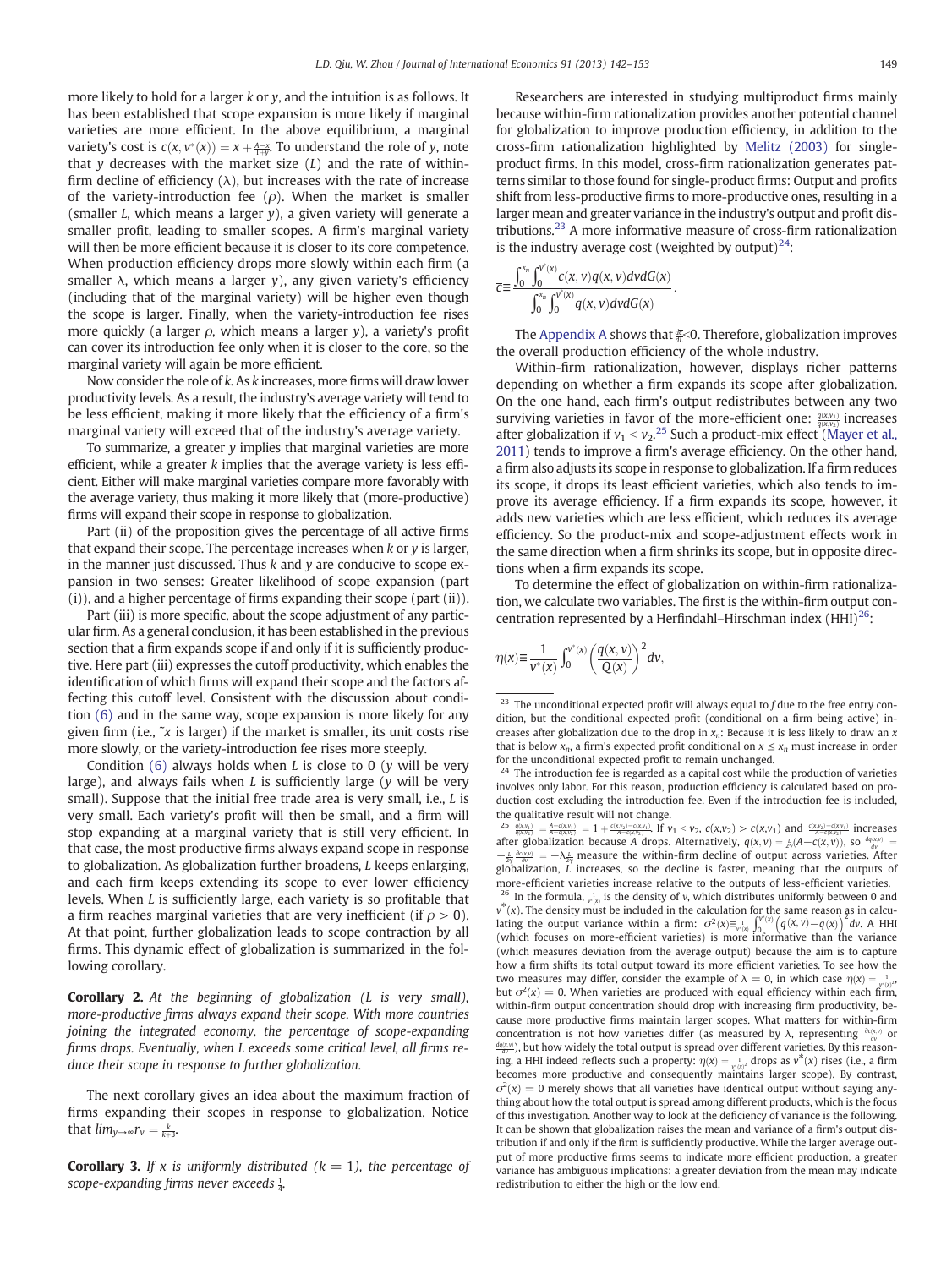more likely to hold for a larger $k$ or $y$, and the intuition is as follows. It has been established that scope expansion is more likely if marginal varieties are more efficient. In the above equilibrium, a marginal variety's cost is $c(x, v^*(x)) = x + \frac{A-x}{1+y}$. To understand the role of $y$, note that $y$ decreases with the market size ($L$) and the rate of within-firm decline of efficiency ($\lambda$), but increases with the rate of increase of the variety-introduction fee ($\rho$). When the market is smaller (smaller $L$, which means a larger $y$), a given variety will generate a smaller profit, leading to smaller scopes. A firm's marginal variety will then be more efficient because it is closer to its core competence. When production efficiency drops more slowly within each firm (a smaller $\lambda$, which means a larger $y$), any given variety's efficiency (including that of the marginal variety) will be higher even though the scope is larger. Finally, when the variety-introduction fee rises more quickly (a larger $\rho$, which means a larger $y$), a variety's profit can cover its introduction fee only when it is closer to the core, so the marginal variety will again be more efficient.

Now consider the role of $k$. As $k$ increases, more firms will draw lower productivity levels. As a result, the industry's average variety will tend to be less efficient, making it more likely that the efficiency of a firm's marginal variety will exceed that of the industry's average variety.

To summarize, a greater $y$ implies that marginal varieties are more efficient, while a greater $k$ implies that the average variety is less efficient. Either will make marginal varieties compare more favorably with the average variety, thus making it more likely that (more-productive) firms will expand their scope in response to globalization.

Part (ii) of the proposition gives the percentage of all active firms that expand their scope. The percentage increases when $k$ or $y$ is larger, in the manner just discussed. Thus $k$ and $y$ are conducive to scope expansion in two senses: Greater likelihood of scope expansion (part (i)), and a higher percentage of firms expanding their scope (part (ii)).

Part (iii) is more specific, about the scope adjustment of any particular firm. As a general conclusion, it has been established in the previous section that a firm expands scope if and only if it is sufficiently productive. Here part (iii) expresses the cutoff productivity, which enables the identification of which firms will expand their scope and the factors affecting this cutoff level. Consistent with the discussion about condition (6) and in the same way, scope expansion is more likely for any given firm (i.e., $\tilde{x}$ is larger) if the market is smaller, its unit costs rise more slowly, or the variety-introduction fee rises more steeply.

Condition (6) always holds when $L$ is close to 0 ($y$ will be very large), and always fails when $L$ is sufficiently large ($y$ will be very small). Suppose that the initial free trade area is very small, i.e., $L$ is very small. Each variety's profit will then be small, and a firm will stop expanding at a marginal variety that is still very efficient. In that case, the most productive firms always expand scope in response to globalization. As globalization further broadens, $L$ keeps enlarging, and each firm keeps extending its scope to ever lower efficiency levels. When $L$ is sufficiently large, each variety is so profitable that a firm reaches marginal varieties that are very inefficient (if $\rho > 0$). At that point, further globalization leads to scope contraction by all firms. This dynamic effect of globalization is summarized in the following corollary.

**Corollary 2.** *At the beginning of globalization ($L$ is very small), more-productive firms always expand their scope. With more countries joining the integrated economy, the percentage of scope-expanding firms drops. Eventually, when $L$ exceeds some critical level, all firms reduce their scope in response to further globalization.*

The next corollary gives an idea about the maximum fraction of firms expanding their scopes in response to globalization. Notice that $\lim_{y\to\infty} r_y = \frac{k}{k+3}$.

**Corollary 3.** *If $x$ is uniformly distributed ($k = 1$), the percentage of scope-expanding firms never exceeds $\frac{1}{4}$.*

Researchers are interested in studying multiproduct firms mainly because within-firm rationalization provides another potential channel for globalization to improve production efficiency, in addition to the cross-firm rationalization highlighted by Melitz (2003) for single-product firms. In this model, cross-firm rationalization generates patterns similar to those found for single-product firms: Output and profits shift from less-productive firms to more-productive ones, resulting in a larger mean and greater variance in the industry's output and profit distributions.[23] A more informative measure of cross-firm rationalization is the industry average cost (weighted by output)[24]:

$$\bar{c} \equiv \frac{\int_0^{x_n}\int_0^{v^*(x)} c(x, v)q(x, v)dvdG(x)}{\int_0^{x_n}\int_0^{v^*(x)} q(x, v)dvdG(x)}.$$

The Appendix A shows that $\frac{d\bar{c}}{dL} < 0$. Therefore, globalization improves the overall production efficiency of the whole industry.

Within-firm rationalization, however, displays richer patterns depending on whether a firm expands its scope after globalization. On the one hand, each firm's output redistributes between any two surviving varieties in favor of the more-efficient one: $\frac{q(x,v_1)}{q(x,v_2)}$ increases after globalization if $v_1 < v_2$.[25] Such a product-mix effect (Mayer et al., 2011) tends to improve a firm's average efficiency. On the other hand, a firm also adjusts its scope in response to globalization. If a firm reduces its scope, it drops its least efficient varieties, which also tends to improve its average efficiency. If a firm expands its scope, however, it adds new varieties which are less efficient, which reduces its average efficiency. So the product-mix and scope-adjustment effects work in the same direction when a firm shrinks its scope, but in opposite directions when a firm expands its scope.

To determine the effect of globalization on within-firm rationalization, we calculate two variables. The first is the within-firm output concentration represented by a Herfindahl–Hirschman index (HHI)[26]:

$$\eta(x) \equiv \frac{1}{v^*(x)} \int_0^{v^*(x)} \left(\frac{q(x, v)}{Q(x)}\right)^2 dv,$$

---

[23] The unconditional expected profit will always equal to $f$ due to the free entry condition, but the conditional expected profit (conditional on a firm being active) increases after globalization due to the drop in $x_n$: Because it is less likely to draw an $x$ that is below $x_n$, a firm's expected profit conditional on $x \le x_n$ must increase in order for the unconditional expected profit to remain unchanged.

[24] The introduction fee is regarded as a capital cost while the production of varieties involves only labor. For this reason, production efficiency is calculated based on production cost excluding the introduction fee. Even if the introduction fee is included, the qualitative result will not change.

[25] $\frac{q(x,v_1)}{q(x,v_2)} = \frac{A-c(x,v_1)}{A-c(x,v_2)} = 1 + \frac{c(x,v_2)-c(x,v_1)}{A-c(x,v_2)}$. If $v_1 < v_2$, $c(x,v_2) > c(x,v_1)$ and $\frac{c(x,v_2)-c(x,v_1)}{A-c(x,v_2)}$ increases after globalization because $A$ drops. Alternatively, $q(x, v) = \frac{L}{2\gamma}(A - c(x, v))$, so $\frac{dq(x,v)}{dv} = -\frac{L}{2\gamma}\frac{\partial c(x,v)}{\partial v} = -\lambda\frac{L}{2\gamma}$ measure the within-firm decline of output across varieties. After globalization, $L$ increases, so the decline is faster, meaning that the outputs of more-efficient varieties increase relative to the outputs of less-efficient varieties.

[26] In the formula, $\frac{1}{v^*(x)}$ is the density of $v$, which distributes uniformly between 0 and $v^*(x)$. The density must be included in the calculation for the same reason as in calculating the output variance within a firm: $\sigma^2(x) \equiv \frac{1}{v^*(x)}\int_0^{v^*(x)}\left(q(x, v) - \bar{q}(x)\right)^2 dv$. A HHI (which focuses on more-efficient varieties) is more informative than the variance (which measures deviation from the average output) because the aim is to capture how a firm shifts its total output toward its more efficient varieties. To see how the two measures may differ, consider the example of $\lambda = 0$, in which case $\eta(x) = \frac{1}{v^*(x)^2}$, but $\sigma^2(x) = 0$. When varieties are produced with equal efficiency within each firm, within-firm output concentration should drop with increasing firm productivity, because more productive firms maintain larger scopes. What matters for within-firm concentration is not how varieties differ (as measured by $\lambda$, representing $\frac{\partial c(x,v)}{\partial v}$ or $\frac{dq(x,v)}{dv}$), but how widely the total output is spread over different varieties. By this reasoning, a HHI indeed reflects such a property: $\eta(x) = \frac{1}{v^*(x)^2}$ drops as $v^*(x)$ rises (i.e., a firm becomes more productive and consequently maintains larger scope). By contrast, $\sigma^2(x) = 0$ merely shows that all varieties have identical output without saying anything about how the total output is spread among different products, which is the focus of this investigation. Another way to look at the deficiency of variance is the following. It can be shown that globalization raises the mean and variance of a firm's output distribution if and only if the firm is sufficiently productive. While the larger average output of more productive firms seems to indicate more efficient production, a greater variance has ambiguous implications: a greater deviation from the mean may indicate redistribution to either the high or the low end.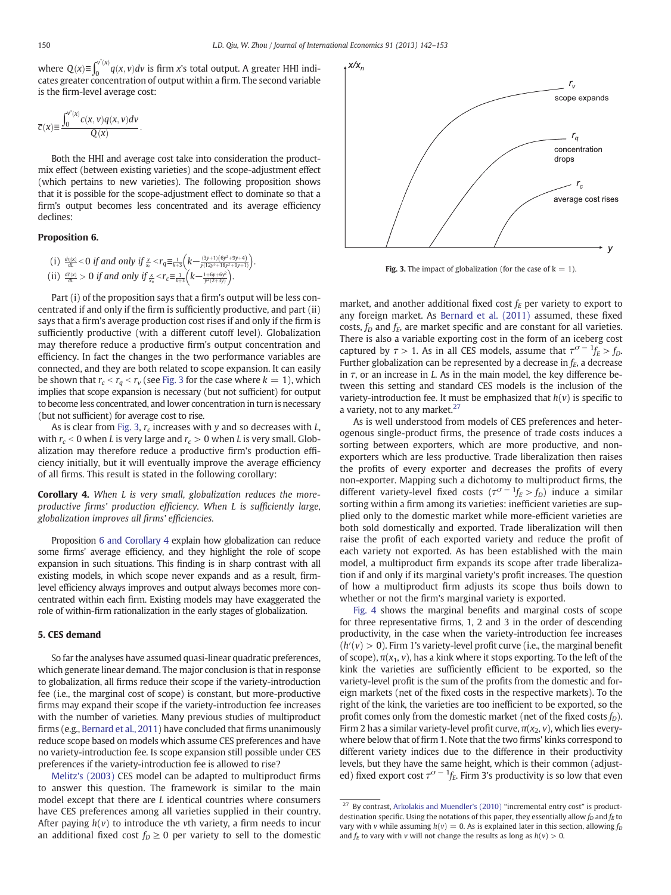where $Q(x) \equiv \int_0^{v^*(x)} q(x, v) dv$ is firm $x$'s total output. A greater HHI indicates greater concentration of output within a firm. The second variable is the firm-level average cost:

$$\bar{c}(x) \equiv \frac{\int_0^{v^*(x)} c(x, v) q(x, v) dv}{Q(x)}.$$

Both the HHI and average cost take into consideration the product-mix effect (between existing varieties) and the scope-adjustment effect (which pertains to new varieties). The following proposition shows that it is possible for the scope-adjustment effect to dominate so that a firm's output becomes less concentrated and its average efficiency declines:

**Proposition 6.**

(i) $\frac{d\eta(x)}{dL} < 0$ *if and only if* $\frac{x}{x_n} < r_q \equiv \frac{1}{k+3}\left(k - \frac{(3y+1)(6y^2+9y+4)}{y(12y^3+18y^2+9y+1)}\right)$.
(ii) $\frac{d\bar{c}(x)}{dL} > 0$ *if and only if* $\frac{x}{x_n} < r_c \equiv \frac{1}{k+3}\left(k - \frac{1+6y+6y^2}{y^2(2+3y)}\right)$.

Part (i) of the proposition says that a firm's output will be less concentrated if and only if the firm is sufficiently productive, and part (ii) says that a firm's average production cost rises if and only if the firm is sufficiently productive (with a different cutoff level). Globalization may therefore reduce a productive firm's output concentration and efficiency. In fact the changes in the two performance variables are connected, and they are both related to scope expansion. It can easily be shown that $r_c < r_q < r_v$ (see Fig. 3 for the case where $k = 1$), which implies that scope expansion is necessary (but not sufficient) for output to become less concentrated, and lower concentration in turn is necessary (but not sufficient) for average cost to rise.

As is clear from Fig. 3, $r_c$ increases with $y$ and so decreases with $L$, with $r_c < 0$ when $L$ is very large and $r_c > 0$ when $L$ is very small. Globalization may therefore reduce a productive firm's production efficiency initially, but it will eventually improve the average efficiency of all firms. This result is stated in the following corollary:

**Corollary 4.** *When L is very small, globalization reduces the more-productive firms' production efficiency. When L is sufficiently large, globalization improves all firms' efficiencies.*

Proposition 6 and Corollary 4 explain how globalization can reduce some firms' average efficiency, and they highlight the role of scope expansion in such situations. This finding is in sharp contrast with all existing models, in which scope never expands and as a result, firm-level efficiency always improves and output always becomes more concentrated within each firm. Existing models may have exaggerated the role of within-firm rationalization in the early stages of globalization.

Fig. 3. The impact of globalization (for the case of k = 1).

## 5. CES demand

So far the analyses have assumed quasi-linear quadratic preferences, which generate linear demand. The major conclusion is that in response to globalization, all firms reduce their scope if the variety-introduction fee (i.e., the marginal cost of scope) is constant, but more-productive firms may expand their scope if the variety-introduction fee increases with the number of varieties. Many previous studies of multiproduct firms (e.g., Bernard et al., 2011) have concluded that firms unanimously reduce scope based on models which assume CES preferences and have no variety-introduction fee. Is scope expansion still possible under CES preferences if the variety-introduction fee is allowed to rise?

Melitz's (2003) CES model can be adapted to multiproduct firms to answer this question. The framework is similar to the main model except that there are $L$ identical countries where consumers have CES preferences among all varieties supplied in their country. After paying $h(v)$ to introduce the $v$th variety, a firm needs to incur an additional fixed cost $f_D \geq 0$ per variety to sell to the domestic market, and another additional fixed cost $f_E$ per variety to export to any foreign market. As Bernard et al. (2011) assumed, these fixed costs, $f_D$ and $f_E$, are market specific and are constant for all varieties. There is also a variable exporting cost in the form of an iceberg cost captured by $\tau > 1$. As in all CES models, assume that $\tau^{\sigma-1} f_E > f_D$. Further globalization can be represented by a decrease in $f_E$, a decrease in $\tau$, or an increase in $L$. As in the main model, the key difference between this setting and standard CES models is the inclusion of the variety-introduction fee. It must be emphasized that $h(v)$ is specific to a variety, not to any market.[27]

As is well understood from models of CES preferences and heterogeneous single-product firms, the presence of trade costs induces a sorting between exporters, which are more productive, and non-exporters which are less productive. Trade liberalization then raises the profits of every exporter and decreases the profits of every non-exporter. Mapping such a dichotomy to multiproduct firms, the different variety-level fixed costs ($\tau^{\sigma-1} f_E > f_D$) induce a similar sorting within a firm among its varieties: inefficient varieties are supplied only to the domestic market while more-efficient varieties are both sold domestically and exported. Trade liberalization will then raise the profit of each exported variety and reduce the profit of each variety not exported. As has been established with the main model, a multiproduct firm expands its scope after trade liberalization if and only if its marginal variety's profit increases. The question of how a multiproduct firm adjusts its scope thus boils down to whether or not the firm's marginal variety is exported.

Fig. 4 shows the marginal benefits and marginal costs of scope for three representative firms, 1, 2 and 3 in the order of descending productivity, in the case when the variety-introduction fee increases ($h'(v) > 0$). Firm 1's variety-level profit curve (i.e., the marginal benefit of scope), $\pi(x_1, v)$, has a kink where it stops exporting. To the left of the kink the varieties are sufficiently efficient to be exported, so the variety-level profit is the sum of the profits from the domestic and foreign markets (net of the fixed costs in the respective markets). To the right of the kink, the varieties are too inefficient to be exported, so the profit comes only from the domestic market (net of the fixed costs $f_D$). Firm 2 has a similar variety-level profit curve, $\pi(x_2, v)$, which lies everywhere below that of firm 1. Note that the two firms' kinks correspond to different variety indices due to the difference in their productivity levels, but they have the same height, which is their common (adjusted) fixed export cost $\tau^{\sigma-1} f_E$. Firm 3's productivity is so low that even

---

[27] By contrast, Arkolakis and Muendler's (2010) "incremental entry cost" is product-destination specific. Using the notations of this paper, they essentially allow $f_D$ and $f_E$ to vary with $v$ while assuming $h(v) = 0$. As is explained later in this section, allowing $f_D$ and $f_E$ to vary with $v$ will not change the results as long as $h(v) > 0$.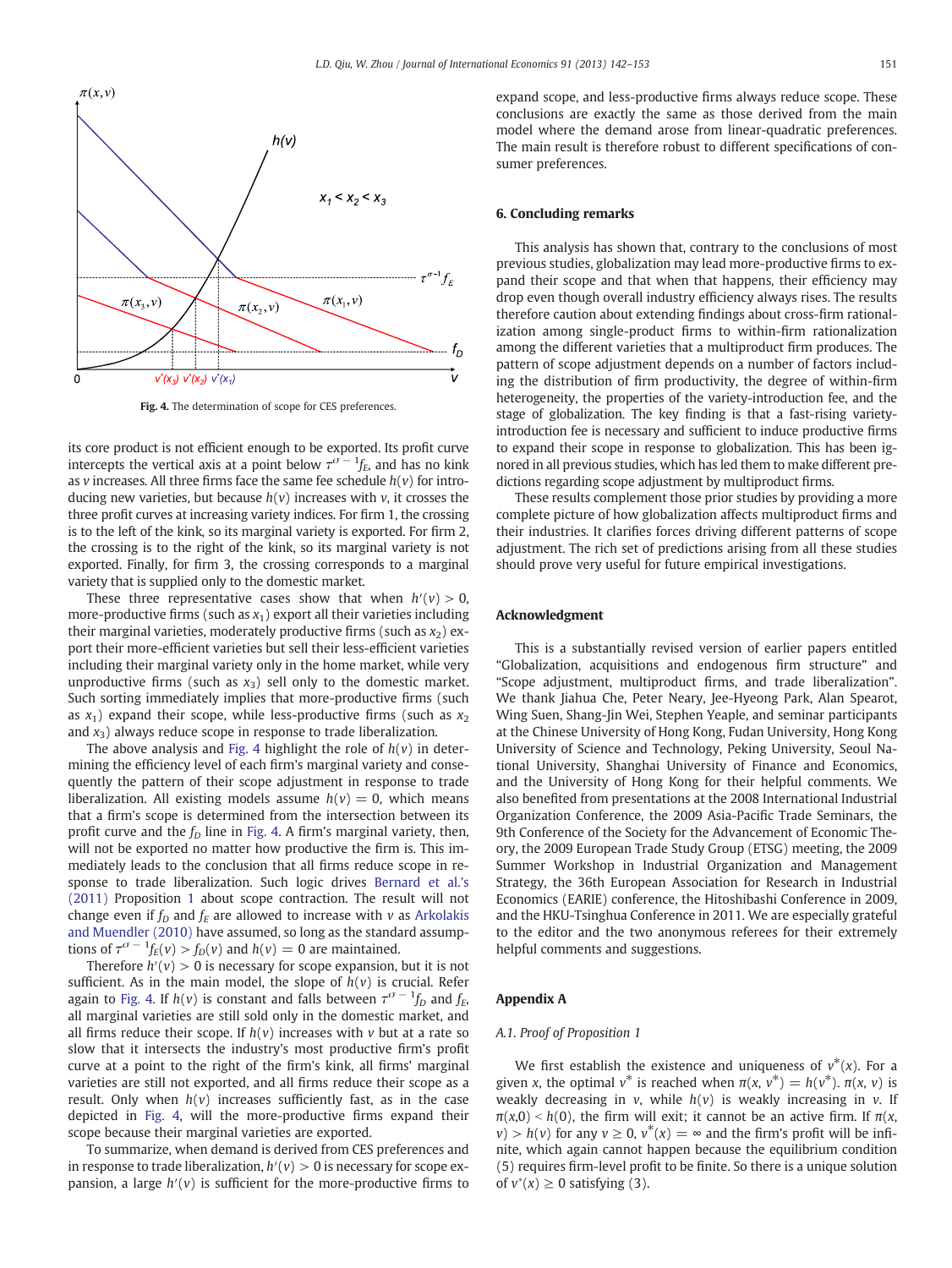Fig. 4. The determination of scope for CES preferences.

its core product is not efficient enough to be exported. Its profit curve intercepts the vertical axis at a point below $\tau^{\sigma-1}f_E$, and has no kink as $v$ increases. All three firms face the same fee schedule $h(v)$ for introducing new varieties, but because $h(v)$ increases with $v$, it crosses the three profit curves at increasing variety indices. For firm 1, the crossing is to the left of the kink, so its marginal variety is exported. For firm 2, the crossing is to the right of the kink, so its marginal variety is not exported. Finally, for firm 3, the crossing corresponds to a marginal variety that is supplied only to the domestic market.

These three representative cases show that when $h'(v) > 0$, more-productive firms (such as $x_1$) export all their varieties including their marginal varieties, moderately productive firms (such as $x_2$) export their more-efficient varieties but sell their less-efficient varieties including their marginal variety only in the home market, while very unproductive firms (such as $x_3$) sell only to the domestic market. Such sorting immediately implies that more-productive firms (such as $x_1$) expand their scope, while less-productive firms (such as $x_2$ and $x_3$) always reduce scope in response to trade liberalization.

The above analysis and Fig. 4 highlight the role of $h(v)$ in determining the efficiency level of each firm's marginal variety and consequently the pattern of their scope adjustment in response to trade liberalization. All existing models assume $h(v) = 0$, which means that a firm's scope is determined from the intersection between its profit curve and the $f_D$ line in Fig. 4. A firm's marginal variety, then, will not be exported no matter how productive the firm is. This immediately leads to the conclusion that all firms reduce scope in response to trade liberalization. Such logic drives Bernard et al.'s (2011) Proposition 1 about scope contraction. The result will not change even if $f_D$ and $f_E$ are allowed to increase with $v$ as Arkolakis and Muendler (2010) have assumed, so long as the standard assumptions of $\tau^{\sigma-1}f_E(v) > f_D(v)$ and $h(v) = 0$ are maintained.

Therefore $h'(v) > 0$ is necessary for scope expansion, but it is not sufficient. As in the main model, the slope of $h(v)$ is crucial. Refer again to Fig. 4. If $h(v)$ is constant and falls between $\tau^{\sigma-1}f_D$ and $f_E$, all marginal varieties are still sold only in the domestic market, and all firms reduce their scope. If $h(v)$ increases with $v$ but at a rate so slow that it intersects the industry's most productive firm's profit curve at a point to the right of the firm's kink, all firms' marginal varieties are still not exported, and all firms reduce their scope as a result. Only when $h(v)$ increases sufficiently fast, as in the case depicted in Fig. 4, will the more-productive firms expand their scope because their marginal varieties are exported.

To summarize, when demand is derived from CES preferences and in response to trade liberalization, $h'(v) > 0$ is necessary for scope expansion, a large $h'(v)$ is sufficient for the more-productive firms to expand scope, and less-productive firms always reduce scope. These conclusions are exactly the same as those derived from the main model where the demand arose from linear-quadratic preferences. The main result is therefore robust to different specifications of consumer preferences.

## 6. Concluding remarks

This analysis has shown that, contrary to the conclusions of most previous studies, globalization may lead more-productive firms to expand their scope and that when that happens, their efficiency may drop even though overall industry efficiency always rises. The results therefore caution about extending findings about cross-firm rationalization among single-product firms to within-firm rationalization among the different varieties that a multiproduct firm produces. The pattern of scope adjustment depends on a number of factors including the distribution of firm productivity, the degree of within-firm heterogeneity, the properties of the variety-introduction fee, and the stage of globalization. The key finding is that a fast-rising variety-introduction fee is necessary and sufficient to induce productive firms to expand their scope in response to globalization. This has been ignored in all previous studies, which has led them to make different predictions regarding scope adjustment by multiproduct firms.

These results complement those prior studies by providing a more complete picture of how globalization affects multiproduct firms and their industries. It clarifies forces driving different patterns of scope adjustment. The rich set of predictions arising from all these studies should prove very useful for future empirical investigations.

## Acknowledgment

This is a substantially revised version of earlier papers entitled "Globalization, acquisitions and endogenous firm structure" and "Scope adjustment, multiproduct firms, and trade liberalization". We thank Jiahua Che, Peter Neary, Jee-Hyeong Park, Alan Spearot, Wing Suen, Shang-Jin Wei, Stephen Yeaple, and seminar participants at the Chinese University of Hong Kong, Fudan University, Hong Kong University of Science and Technology, Peking University, Seoul National University, Shanghai University of Finance and Economics, and the University of Hong Kong for their helpful comments. We also benefited from presentations at the 2008 International Industrial Organization Conference, the 2009 Asia-Pacific Trade Seminars, the 9th Conference of the Society for the Advancement of Economic Theory, the 2009 European Trade Study Group (ETSG) meeting, the 2009 Summer Workshop in Industrial Organization and Management Strategy, the 36th European Association for Research in Industrial Economics (EARIE) conference, the Hitoshibashi Conference in 2009, and the HKU-Tsinghua Conference in 2011. We are especially grateful to the editor and the two anonymous referees for their extremely helpful comments and suggestions.

## Appendix A

### A.1. Proof of Proposition 1

We first establish the existence and uniqueness of $v^*(x)$. For a given $x$, the optimal $v^*$ is reached when $\pi(x, v^*) = h(v^*)$. $\pi(x, v)$ is weakly decreasing in $v$, while $h(v)$ is weakly increasing in $v$. If $\pi(x,0) < h(0)$, the firm will exit; it cannot be an active firm. If $\pi(x, v) > h(v)$ for any $v \geq 0$, $v^*(x) = \infty$ and the firm's profit will be infinite, which again cannot happen because the equilibrium condition (5) requires firm-level profit to be finite. So there is a unique solution of $v^*(x) \geq 0$ satisfying (3).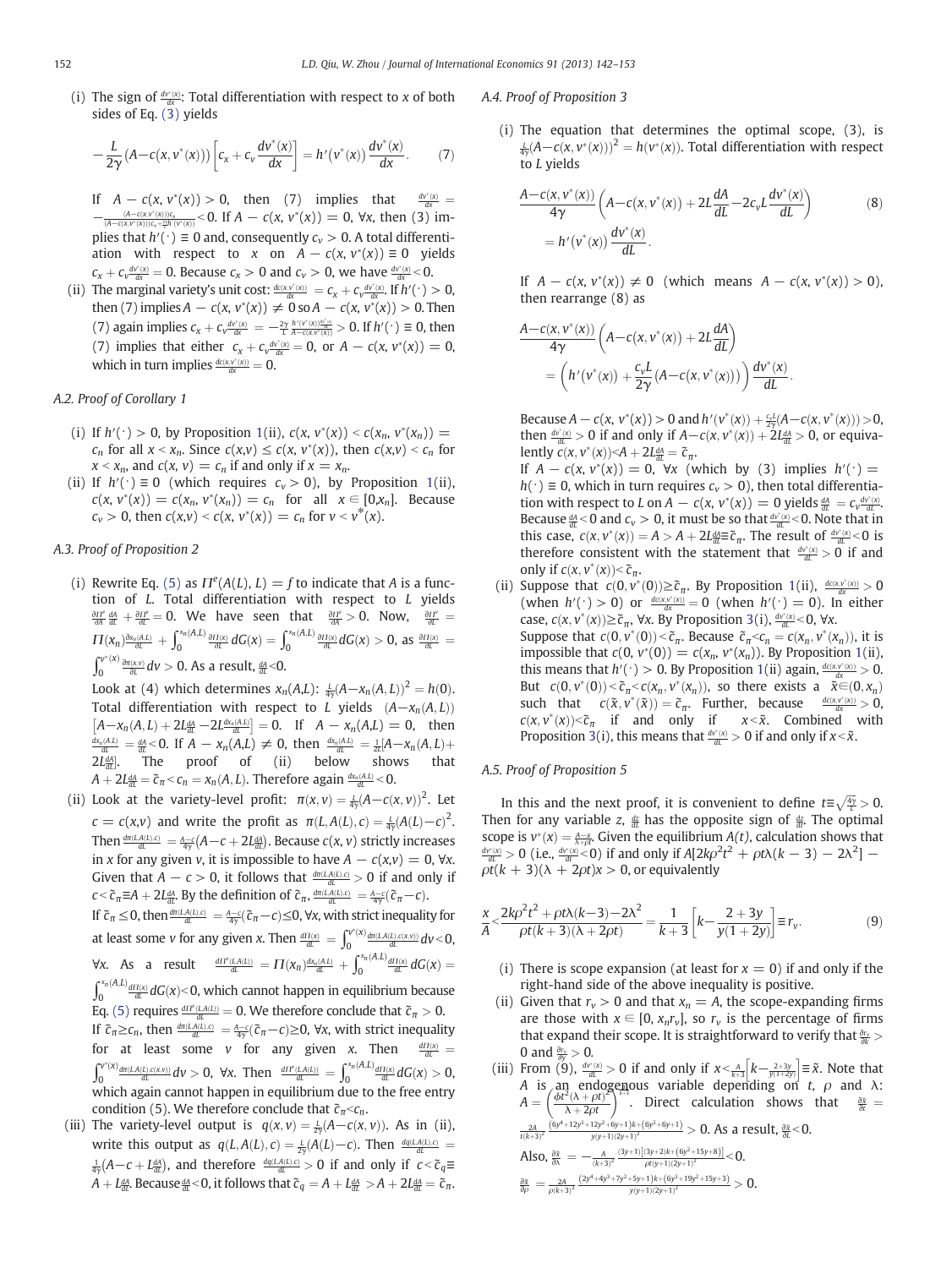(i) The sign of $\frac{dv^*(x)}{dx}$: Total differentiation with respect to $x$ of both sides of Eq. (3) yields

$$-\frac{L}{2\gamma}(A-c(x,v^*(x)))\left[c_x+c_v\frac{dv^*(x)}{dx}\right]=h'(v^*(x))\frac{dv^*(x)}{dx}. \tag{7}$$

If $A-c(x,v^*(x))>0$, then (7) implies that $\frac{dv^*(x)}{dx}=-\frac{(A-c(x,v^*(x)))c_x}{(A-c(x,v^*(x)))c_v+\frac{2\gamma}{L}h'(v^*(x))}<0$. If $A-c(x,v^*(x))=0$, $\forall x$, then (3) implies that $h'(\cdot)\equiv 0$ and, consequently $c_v>0$. A total differentiation with respect to $x$ on $A-c(x,v^*(x))\equiv 0$ yields $c_x+c_v\frac{dv^*(x)}{dx}=0$. Because $c_x>0$ and $c_v>0$, we have $\frac{dv^*(x)}{dx}<0$.

(ii) The marginal variety's unit cost: $\frac{dc(x,v^*(x))}{dx}=c_x+c_v\frac{dv^*(x)}{dx}$. If $h'(\cdot)>0$, then (7) implies $A-c(x,v^*(x))\neq 0$ so $A-c(x,v^*(x))>0$. Then (7) again implies $c_x+c_v\frac{dv^*(x)}{dx}=-\frac{2\gamma}{L}\frac{h'(v^*(x))\frac{dv^*(x)}{dx}}{A-c(x,v^*(x))}>0$. If $h'(\cdot)\equiv 0$, then (7) implies that either $c_x+c_v\frac{dv^*(x)}{dx}=0$, or $A-c(x,v^*(x))=0$, which in turn implies $\frac{dc(x,v^*(x))}{dx}=0$.

### A.2. Proof of Corollary 1

(i) If $h'(\cdot)>0$, by Proposition 1(ii), $c(x,v^*(x))<c(x_n,v^*(x_n))=c_n$ for all $x<x_n$. Since $c(x,v)\leq c(x,v^*(x))$, then $c(x,v)<c_n$ for $x<x_n$, and $c(x,v)=c_n$ if and only if $x=x_n$.

(ii) If $h'(\cdot)\equiv 0$ (which requires $c_v>0$), by Proposition 1(ii), $c(x,v^*(x))=c(x_n,v^*(x_n))=c_n$ for all $x\in[0,x_n]$. Because $c_v>0$, then $c(x,v)<c(x,v^*(x))=c_n$ for $v<v^*(x)$.

### A.3. Proof of Proposition 2

(i) Rewrite Eq. (5) as $\Pi^e(A(L),L)=f$ to indicate that $A$ is a function of $L$. Total differentiation with respect to $L$ yields $\frac{\partial\Pi^e}{\partial A}\frac{dA}{dL}+\frac{\partial\Pi^e}{\partial L}=0$. We have seen that $\frac{\partial\Pi^e}{\partial A}>0$. Now, $\frac{\partial\Pi^e}{\partial L}=\Pi(x_n)\frac{\partial x_n(A,L)}{\partial L}+\int_0^{x_n(A,L)}\frac{\partial\Pi(x)}{\partial L}dG(x)=\int_0^{x_n(A,L)}\frac{\partial\Pi(x)}{\partial L}dG(x)>0$, as $\frac{\partial\Pi(x)}{\partial L}=\int_0^{v^*(x)}\frac{\partial\pi(x,v)}{\partial L}dv>0$. As a result, $\frac{dA}{dL}<0$.

Look at (4) which determines $x_n(A,L)$: $\frac{L}{4\gamma}(A-x_n(A,L))^2=h(0)$. Total differentiation with respect to $L$ yields $(A-x_n(A,L))\left[A-x_n(A,L)+2L\frac{dA}{dL}-2L\frac{dx_n(A,L)}{dL}\right]=0$. If $A-x_n(A,L)=0$, then $\frac{dx_n(A,L)}{dL}=\frac{dA}{dL}<0$. If $A-x_n(A,L)\neq 0$, then $\frac{dx_n(A,L)}{dL}=\frac{1}{2L}[A-x_n(A,L)+2L\frac{dA}{dL}]$. The proof of (ii) below shows that $A+2L\frac{dA}{dL}=\tilde{c}_\pi<c_n=x_n(A,L)$. Therefore again $\frac{dx_n(A,L)}{dL}<0$.

(ii) Look at the variety-level profit: $\pi(x,v)=\frac{L}{4\gamma}(A-c(x,v))^2$. Let $c=c(x,v)$ and write the profit as $\pi(L,A(L),c)=\frac{L}{4\gamma}(A(L)-c)^2$. Then $\frac{d\pi(L,A(L),c)}{dL}=\frac{A-c}{4\gamma}(A-c+2L\frac{dA}{dL})$. Because $c(x,v)$ strictly increases in $x$ for any given $v$, it is impossible to have $A-c(x,v)=0$, $\forall x$. Given that $A-c>0$, it follows that $\frac{d\pi(L,A(L),c)}{dL}>0$ if and only if $c<\tilde{c}_\pi\equiv A+2L\frac{dA}{dL}$. By the definition of $\tilde{c}_\pi$, $\frac{d\pi(L,A(L),c)}{dL}=\frac{A-c}{4\gamma}(\tilde{c}_\pi-c)$.

If $\tilde{c}_\pi\leq 0$, then $\frac{d\pi(L,A(L),c)}{dL}=\frac{A-c}{4\gamma}(\tilde{c}_\pi-c)\leq 0$, $\forall x$, with strict inequality for at least some $v$ for any given $x$. Then $\frac{d\Pi(x)}{dL}=\int_0^{v^*(x)}\frac{d\pi(L,A(L),c(x,v))}{dL}dv<0$, $\forall x$. As a result $\frac{d\Pi^e(L,A(L))}{dL}=\Pi(x_n)\frac{dx_n(A,L)}{dL}+\int_0^{x_n(A,L)}\frac{d\Pi(x)}{dL}dG(x)=\int_0^{x_n(A,L)}\frac{d\Pi(x)}{dL}dG(x)<0$, which cannot happen in equilibrium because Eq. (5) requires $\frac{d\Pi^e(L,A(L))}{dL}=0$. We therefore conclude that $\tilde{c}_\pi>0$.

If $\tilde{c}_\pi\geq c_n$, then $\frac{d\pi(L,A(L),c)}{dL}=\frac{A-c}{4\gamma}(\tilde{c}_\pi-c)\geq 0$, $\forall x$, with strict inequality for at least some $v$ for any given $x$. Then $\frac{d\Pi(x)}{dL}=\int_0^{v^*(x)}\frac{d\pi(L,A(L),c(x,v))}{dL}dv>0$, $\forall x$. Then $\frac{d\Pi^e(L,A(L))}{dL}=\int_0^{x_n(A,L)}\frac{d\Pi(x)}{dL}dG(x)>0$, which again cannot happen in equilibrium due to the free entry condition (5). We therefore conclude that $\tilde{c}_\pi<c_n$.

(iii) The variety-level output is $q(x,v)=\frac{L}{2\gamma}(A-c(x,v))$. As in (ii), write this output as $q(L,A(L),c)=\frac{L}{2\gamma}(A(L)-c)$. Then $\frac{dq(L,A(L),c)}{dL}=\frac{1}{4\gamma}(A-c+L\frac{dA}{dL})$, and therefore $\frac{dq(L,A(L),c)}{dL}>0$ if and only if $c<\tilde{c}_q\equiv A+L\frac{dA}{dL}$. Because $\frac{dA}{dL}<0$, it follows that $\tilde{c}_q=A+L\frac{dA}{dL}>A+2L\frac{dA}{dL}=\tilde{c}_\pi$.

### A.4. Proof of Proposition 3

(i) The equation that determines the optimal scope, (3), is $\frac{L}{4\gamma}(A-c(x,v^*(x)))^2=h(v^*(x))$. Total differentiation with respect to $L$ yields

$$\frac{A-c(x,v^*(x))}{4\gamma}\left(A-c(x,v^*(x))+2L\frac{dA}{dL}-2c_vL\frac{dv^*(x)}{dL}\right)=h'(v^*(x))\frac{dv^*(x)}{dL}. \tag{8}$$

If $A-c(x,v^*(x))\neq 0$ (which means $A-c(x,v^*(x))>0$), then rearrange (8) as

$$\frac{A-c(x,v^*(x))}{4\gamma}\left(A-c(x,v^*(x))+2L\frac{dA}{dL}\right)=\left(h'(v^*(x))+\frac{c_vL}{2\gamma}(A-c(x,v^*(x)))\right)\frac{dv^*(x)}{dL}.$$

Because $A-c(x,v^*(x))>0$ and $h'(v^*(x))+\frac{c_vL}{2\gamma}(A-c(x,v^*(x)))>0$, then $\frac{dv^*(x)}{dL}>0$ if and only if $A-c(x,v^*(x))+2L\frac{dA}{dL}>0$, or equivalently $c(x,v^*(x))<A+2L\frac{dA}{dL}=\tilde{c}_\pi$.

If $A-c(x,v^*(x))=0$, $\forall x$ (which by (3) implies $h'(\cdot)=h(\cdot)\equiv 0$, which in turn requires $c_v>0$), then total differentiation with respect to $L$ on $A-c(x,v^*(x))=0$ yields $\frac{dA}{dL}=c_v\frac{dv^*(x)}{dL}$. Because $\frac{dA}{dL}<0$ and $c_v>0$, it must be so that $\frac{dv^*(x)}{dL}<0$. Note that in this case, $c(x,v^*(x))=A>A+2L\frac{dA}{dL}\equiv\tilde{c}_\pi$. The result of $\frac{dv^*(x)}{dL}<0$ is therefore consistent with the statement that $\frac{dv^*(x)}{dL}>0$ if and only if $c(x,v^*(x))<\tilde{c}_\pi$.

(ii) Suppose that $c(0,v^*(0))\geq\tilde{c}_\pi$. By Proposition 1(ii), $\frac{dc(x,v^*(x))}{dx}>0$ (when $h'(\cdot)>0$) or $\frac{dc(x,v^*(x))}{dx}=0$ (when $h'(\cdot)=0$). In either case, $c(x,v^*(x))\geq\tilde{c}_\pi$, $\forall x$. By Proposition 3(i), $\frac{dv^*(x)}{dL}<0$, $\forall x$.

Suppose that $c(0,v^*(0))<\tilde{c}_\pi$. Because $\tilde{c}_\pi<c_n=c(x_n,v^*(x_n))$, it is impossible that $c(0,v^*(0))=c(x_n,v^*(x_n))$. By Proposition 1(ii), this means that $h'(\cdot)>0$. By Proposition 1(ii) again, $\frac{dc(x,v^*(x))}{dx}>0$. But $c(0,v^*(0))<\tilde{c}_\pi<c(x_n,v^*(x_n))$, so there exists a $\tilde{x}\in(0,x_n)$ such that $c(\tilde{x},v^*(\tilde{x}))=\tilde{c}_\pi$. Further, because $\frac{dc(x,v^*(x))}{dx}>0$, $c(x,v^*(x))<\tilde{c}_\pi$ if and only if $x<\tilde{x}$. Combined with Proposition 3(i), this means that $\frac{dv^*(x)}{dL}>0$ if and only if $x<\tilde{x}$.

### A.5. Proof of Proposition 5

In this and the next proof, it is convenient to define $t\equiv\sqrt{\frac{4\gamma}{L}}>0$. Then for any variable $z$, $\frac{dz}{dL}$ has the opposite sign of $\frac{dz}{dt}$. The optimal scope is $v^*(x)=\frac{A-x}{\lambda+\rho t}$. Given the equilibrium $A(t)$, calculation shows that $\frac{dv^*(x)}{dL}>0$ (i.e., $\frac{dv^*(x)}{dt}<0$) if and only if $A[2k\rho^2t^2+\rho t\lambda(k-3)-2\lambda^2]-\rho t(k+3)(\lambda+2\rho t)x>0$, or equivalently

$$\frac{x}{A}<\frac{2k\rho^2t^2+\rho t\lambda(k-3)-2\lambda^2}{\rho t(k+3)(\lambda+2\rho t)}=\frac{1}{k+3}\left[k-\frac{2+3y}{y(1+2y)}\right]\equiv r_v. \tag{9}$$

(i) There is scope expansion (at least for $x=0$) if and only if the right-hand side of the above inequality is positive.

(ii) Given that $r_v>0$ and that $x_n=A$, the scope-expanding firms are those with $x\in[0,x_nr_v]$, so $r_v$ is the percentage of firms that expand their scope. It is straightforward to verify that $\frac{\partial r_v}{\partial k}>0$ and $\frac{\partial r_v}{\partial y}>0$.

(iii) From (9), $\frac{dv^*(x)}{dL}>0$ if and only if $x<\frac{A}{k+3}\left[k-\frac{2+3y}{y(1+2y)}\right]\equiv\tilde{x}$. Note that $A$ is an endogenous variable depending on $t$, $\rho$ and $\lambda$: $A=\left(\frac{\phi t^2(\lambda+\rho t)^2}{\lambda+2\rho t}\right)^{\frac{1}{k+2}}$. Direct calculation shows that $\frac{\partial\tilde{x}}{\partial t}=\frac{2A}{t(k+3)^2}\frac{(6y^4+12y^3+12y^2+6y+1)k+(6y^2+6y+1)}{y(y+1)(2y+1)^2}>0$. As a result, $\frac{\partial\tilde{x}}{\partial L}<0$.

Also, $\frac{\partial\tilde{x}}{\partial\lambda}=-\frac{A}{(k+3)^2}\frac{(3y+1)[(3y+2)k+(6y^2+15y+8)]}{\rho t(y+1)(2y+1)^2}<0$.

$\frac{\partial\tilde{x}}{\partial\rho}=\frac{2A}{\rho(k+3)^2}\frac{(2y^4+4y^3+7y^2+5y+1)k+(6y^3+19y^2+15y+3)}{y(y+1)(2y+1)^2}>0$.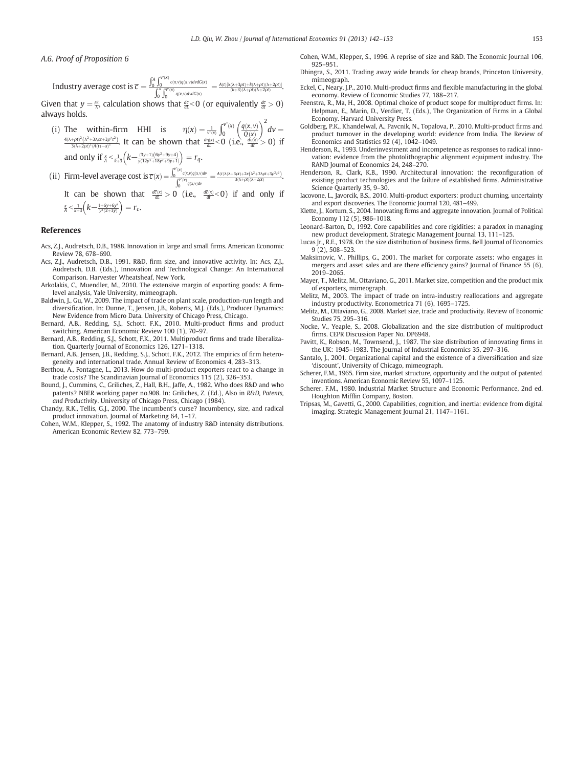*A.6. Proof of Proposition 6*

Industry average cost is $\overline{c} = \frac{\int_0^A \int_0^{v^*(x)} c(x,v)q(x,v)dvdG(x)}{\int_0^A \int_0^{v^*(x)} q(x,v)dvdG(x)} = \frac{A(t)[\lambda(\lambda+3\rho t)+k(\lambda+\rho t)(\lambda+2\rho t)]}{(k+3)(\lambda+\rho t)(\lambda+2\rho t)}$.

Given that $y = \frac{\rho t}{\lambda}$, calculation shows that $\frac{d\overline{c}}{dL} < 0$ (or equivalently $\frac{d\overline{c}}{dt} > 0$) always holds.

(i) The within-firm HHI is $\eta(x) = \frac{1}{v^*(x)} \int_0^{v^*(x)} \left( \frac{q(x,v)}{Q(x)} \right)^2 dv = \frac{4(\lambda+\rho t)^2(\lambda^2+3\lambda\rho t+3\rho^2 t^2)}{3(\lambda+2\rho t)^2 (A(t)-x)^2}$. It can be shown that $\frac{d\eta(x)}{dL} < 0$ (i.e., $\frac{d\eta(x)}{dt} > 0$) if and only if $\frac{x}{A} < \frac{1}{k+3}\left(k - \frac{(3y+1)(6y^2+9y+4)}{y(12y^2+18y^2+9y+1)}\right) = r_q$.

(ii) Firm-level average cost is $\overline{c}(x) = \frac{\int_0^{v^*(x)} c(x,v)q(x,v)dv}{\int_0^{v^*(x)} q(x,v)dv} = \frac{A(t)\lambda(\lambda+3\rho t)+2x(\lambda^2+3\lambda\rho t+3\rho^2 t^2)}{3(\lambda+\rho t)(\lambda+2\rho t)}$.

It can be shown that $\frac{d\overline{c}(x)}{dL} > 0$ (i.e., $\frac{d\overline{c}(x)}{dt} < 0$) if and only if $\frac{x}{A} < \frac{1}{k+3}\left(k - \frac{1+6y+6y^2}{y^2(2+3y)}\right) = r_c$.

## References

Acs, Z.J., Audretsch, D.B., 1988. Innovation in large and small firms. American Economic Review 78, 678–690.

Acs, Z.J., Audretsch, D.B., 1991. R&D, firm size, and innovative activity. In: Acs, Z.J., Audretsch, D.B. (Eds.), Innovation and Technological Change: An International Comparison. Harvester Wheatsheaf, New York.

Arkolakis, C., Muendler, M., 2010. The extensive margin of exporting goods: A firm-level analysis, Yale University, mimeograph.

Baldwin, J., Gu, W., 2009. The impact of trade on plant scale, production-run length and diversification. In: Dunne, T., Jensen, J.B., Roberts, M.J. (Eds.), Producer Dynamics: New Evidence from Micro Data. University of Chicago Press, Chicago.

Bernard, A.B., Redding, S.J., Schott, F.K., 2010. Multi-product firms and product switching. American Economic Review 100 (1), 70–97.

Bernard, A.B., Redding, S.J., Schott, F.K., 2011. Multiproduct firms and trade liberalization. Quarterly Journal of Economics 126, 1271–1318.

Bernard, A.B., Jensen, J.B., Redding, S.J., Schott, F.K., 2012. The empirics of firm heterogeneity and international trade. Annual Review of Economics 4, 283–313.

Berthou, A., Fontagne, L., 2013. How do multi-product exporters react to a change in trade costs? The Scandinavian Journal of Economics 115 (2), 326–353.

Bound, J., Cummins, C., Griliches, Z., Hall, B.H., Jaffe, A., 1982. Who does R&D and who patents? NBER working paper no.908. In: Griliches, Z. (Ed.), Also in *R&D, Patents, and Productivity*. University of Chicago Press, Chicago (1984).

Chandy, R.K., Tellis, G.J., 2000. The incumbent's curse? Incumbency, size, and radical product innovation. Journal of Marketing 64, 1–17.

Cohen, W.M., Klepper, S., 1992. The anatomy of industry R&D intensity distributions. American Economic Review 82, 773–799.

Cohen, W.M., Klepper, S., 1996. A reprise of size and R&D. The Economic Journal 106, 925–951.

Dhingra, S., 2011. Trading away wide brands for cheap brands, Princeton University, mimeograph.

Eckel, C., Neary, J.P., 2010. Multi-product firms and flexible manufacturing in the global economy. Review of Economic Studies 77, 188–217.

Feenstra, R., Ma, H., 2008. Optimal choice of product scope for multiproduct firms. In: Helpman, E., Marin, D., Verdier, T. (Eds.), The Organization of Firms in a Global Economy. Harvard University Press.

Goldberg, P.K., Khandelwal, A., Pavcnik, N., Topalova, P., 2010. Multi-product firms and product turnover in the developing world: evidence from India. The Review of Economics and Statistics 92 (4), 1042–1049.

Henderson, R., 1993. Underinvestment and incompetence as responses to radical innovation: evidence from the photolithographic alignment equipment industry. The RAND Journal of Economics 24, 248–270.

Henderson, R., Clark, K.B., 1990. Architectural innovation: the reconfiguration of existing product technologies and the failure of established firms. Administrative Science Quarterly 35, 9–30.

Iacovone, L., Javorcik, B.S., 2010. Multi-product exporters: product churning, uncertainty and export discoveries. The Economic Journal 120, 481–499.

Klette, J., Kortum, S., 2004. Innovating firms and aggregate innovation. Journal of Political Economy 112 (5), 986–1018.

Leonard-Barton, D., 1992. Core capabilities and core rigidities: a paradox in managing new product development. Strategic Management Journal 13, 111–125.

Lucas Jr., R.E., 1978. On the size distribution of business firms. Bell Journal of Economics 9 (2), 508–523.

Maksimovic, V., Phillips, G., 2001. The market for corporate assets: who engages in mergers and asset sales and are there efficiency gains? Journal of Finance 55 (6), 2019–2065.

Mayer, T., Melitz, M., Ottaviano, G., 2011. Market size, competition and the product mix of exporters, mimeograph.

Melitz, M., 2003. The impact of trade on intra-industry reallocations and aggregate industry productivity. Econometrica 71 (6), 1695–1725.

Melitz, M., Ottaviano, G., 2008. Market size, trade and productivity. Review of Economic Studies 75, 295–316.

Nocke, V., Yeaple, S., 2008. Globalization and the size distribution of multiproduct firms. CEPR Discussion Paper No. DP6948.

Pavitt, K., Robson, M., Townsend, J., 1987. The size distribution of innovating firms in the UK: 1945–1983. The Journal of Industrial Economics 35, 297–316.

Santalo, J., 2001. Organizational capital and the existence of a diversification and size 'discount', University of Chicago, mimeograph.

Scherer, F.M., 1965. Firm size, market structure, opportunity and the output of patented inventions. American Economic Review 55, 1097–1125.

Scherer, F.M., 1980. Industrial Market Structure and Economic Performance, 2nd ed. Houghton Mifflin Company, Boston.

Tripsas, M., Gavetti, G., 2000. Capabilities, cognition, and inertia: evidence from digital imaging. Strategic Management Journal 21, 1147–1161.